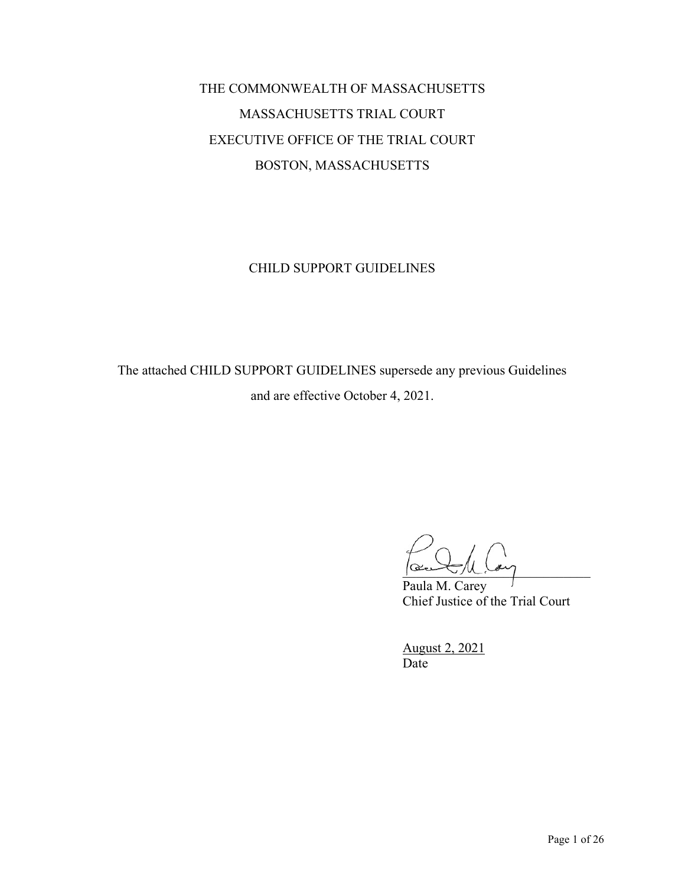THE COMMONWEALTH OF MASSACHUSETTS

MASSACHUSETTS TRIAL COURT

EXECUTIVE OFFICE OF THE TRIAL COURT

BOSTON, MASSACHUSETTS

# CHILD SUPPORT GUIDELINES

The attached CHILD SUPPORT GUIDELINES supersede any previous Guidelines and are effective October 4, 2021.

Paula M. Carey
Chief Justice of the Trial Court

August 2, 2021
Date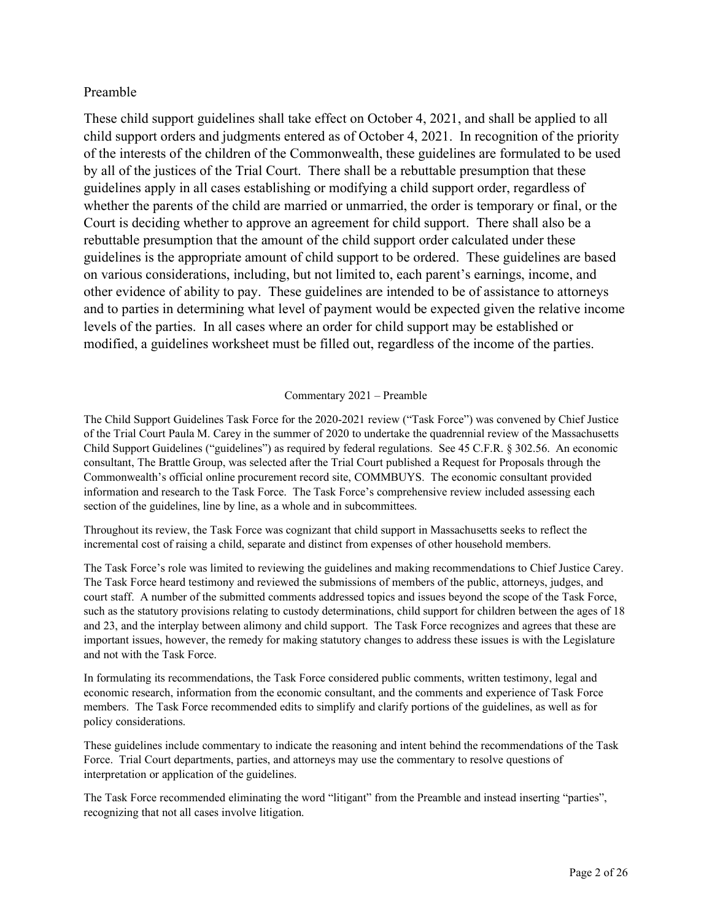## Preamble

These child support guidelines shall take effect on October 4, 2021, and shall be applied to all child support orders and judgments entered as of October 4, 2021. In recognition of the priority of the interests of the children of the Commonwealth, these guidelines are formulated to be used by all of the justices of the Trial Court. There shall be a rebuttable presumption that these guidelines apply in all cases establishing or modifying a child support order, regardless of whether the parents of the child are married or unmarried, the order is temporary or final, or the Court is deciding whether to approve an agreement for child support. There shall also be a rebuttable presumption that the amount of the child support order calculated under these guidelines is the appropriate amount of child support to be ordered. These guidelines are based on various considerations, including, but not limited to, each parent's earnings, income, and other evidence of ability to pay. These guidelines are intended to be of assistance to attorneys and to parties in determining what level of payment would be expected given the relative income levels of the parties. In all cases where an order for child support may be established or modified, a guidelines worksheet must be filled out, regardless of the income of the parties.

### Commentary 2021 – Preamble

The Child Support Guidelines Task Force for the 2020-2021 review ("Task Force") was convened by Chief Justice of the Trial Court Paula M. Carey in the summer of 2020 to undertake the quadrennial review of the Massachusetts Child Support Guidelines ("guidelines") as required by federal regulations. See 45 C.F.R. § 302.56. An economic consultant, The Brattle Group, was selected after the Trial Court published a Request for Proposals through the Commonwealth's official online procurement record site, COMMBUYS. The economic consultant provided information and research to the Task Force. The Task Force's comprehensive review included assessing each section of the guidelines, line by line, as a whole and in subcommittees.

Throughout its review, the Task Force was cognizant that child support in Massachusetts seeks to reflect the incremental cost of raising a child, separate and distinct from expenses of other household members.

The Task Force's role was limited to reviewing the guidelines and making recommendations to Chief Justice Carey. The Task Force heard testimony and reviewed the submissions of members of the public, attorneys, judges, and court staff. A number of the submitted comments addressed topics and issues beyond the scope of the Task Force, such as the statutory provisions relating to custody determinations, child support for children between the ages of 18 and 23, and the interplay between alimony and child support. The Task Force recognizes and agrees that these are important issues, however, the remedy for making statutory changes to address these issues is with the Legislature and not with the Task Force.

In formulating its recommendations, the Task Force considered public comments, written testimony, legal and economic research, information from the economic consultant, and the comments and experience of Task Force members. The Task Force recommended edits to simplify and clarify portions of the guidelines, as well as for policy considerations.

These guidelines include commentary to indicate the reasoning and intent behind the recommendations of the Task Force. Trial Court departments, parties, and attorneys may use the commentary to resolve questions of interpretation or application of the guidelines.

The Task Force recommended eliminating the word "litigant" from the Preamble and instead inserting "parties", recognizing that not all cases involve litigation.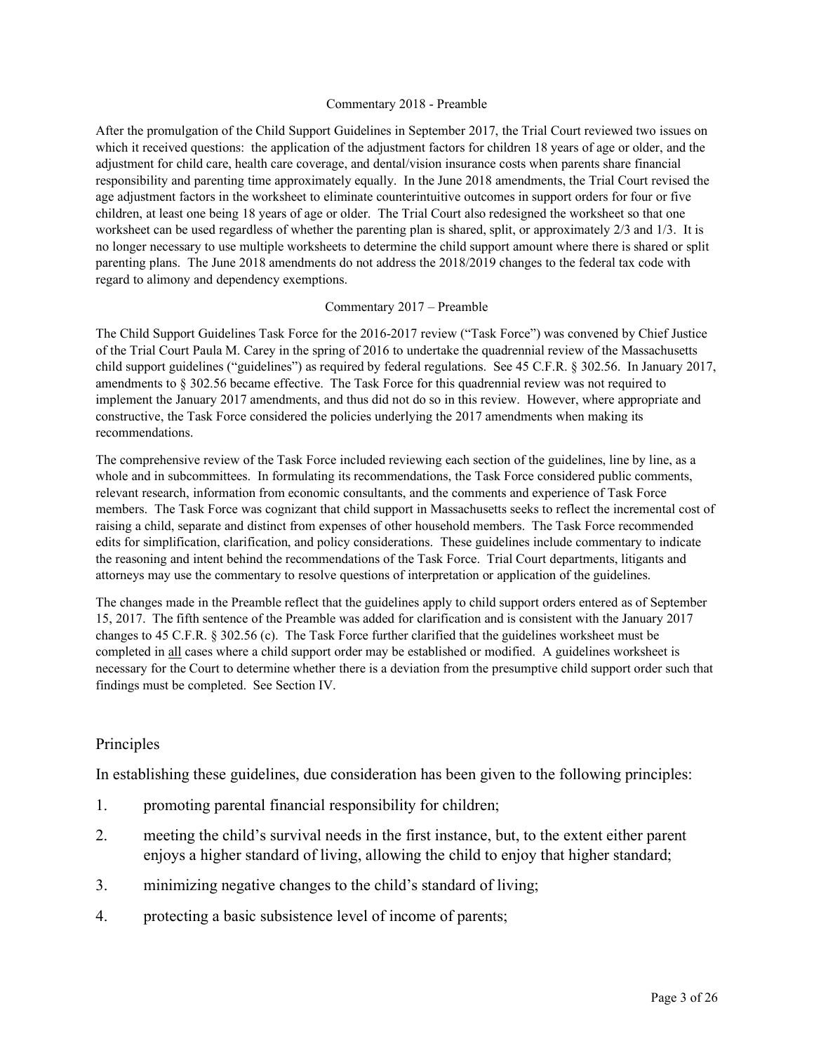Commentary 2018 - Preamble

After the promulgation of the Child Support Guidelines in September 2017, the Trial Court reviewed two issues on which it received questions: the application of the adjustment factors for children 18 years of age or older, and the adjustment for child care, health care coverage, and dental/vision insurance costs when parents share financial responsibility and parenting time approximately equally. In the June 2018 amendments, the Trial Court revised the age adjustment factors in the worksheet to eliminate counterintuitive outcomes in support orders for four or five children, at least one being 18 years of age or older. The Trial Court also redesigned the worksheet so that one worksheet can be used regardless of whether the parenting plan is shared, split, or approximately 2/3 and 1/3. It is no longer necessary to use multiple worksheets to determine the child support amount where there is shared or split parenting plans. The June 2018 amendments do not address the 2018/2019 changes to the federal tax code with regard to alimony and dependency exemptions.

Commentary 2017 – Preamble

The Child Support Guidelines Task Force for the 2016-2017 review ("Task Force") was convened by Chief Justice of the Trial Court Paula M. Carey in the spring of 2016 to undertake the quadrennial review of the Massachusetts child support guidelines ("guidelines") as required by federal regulations. See 45 C.F.R. § 302.56. In January 2017, amendments to § 302.56 became effective. The Task Force for this quadrennial review was not required to implement the January 2017 amendments, and thus did not do so in this review. However, where appropriate and constructive, the Task Force considered the policies underlying the 2017 amendments when making its recommendations.

The comprehensive review of the Task Force included reviewing each section of the guidelines, line by line, as a whole and in subcommittees. In formulating its recommendations, the Task Force considered public comments, relevant research, information from economic consultants, and the comments and experience of Task Force members. The Task Force was cognizant that child support in Massachusetts seeks to reflect the incremental cost of raising a child, separate and distinct from expenses of other household members. The Task Force recommended edits for simplification, clarification, and policy considerations. These guidelines include commentary to indicate the reasoning and intent behind the recommendations of the Task Force. Trial Court departments, litigants and attorneys may use the commentary to resolve questions of interpretation or application of the guidelines.

The changes made in the Preamble reflect that the guidelines apply to child support orders entered as of September 15, 2017. The fifth sentence of the Preamble was added for clarification and is consistent with the January 2017 changes to 45 C.F.R. § 302.56 (c). The Task Force further clarified that the guidelines worksheet must be completed in all cases where a child support order may be established or modified. A guidelines worksheet is necessary for the Court to determine whether there is a deviation from the presumptive child support order such that findings must be completed. See Section IV.

## Principles

In establishing these guidelines, due consideration has been given to the following principles:

1. promoting parental financial responsibility for children;
2. meeting the child's survival needs in the first instance, but, to the extent either parent enjoys a higher standard of living, allowing the child to enjoy that higher standard;
3. minimizing negative changes to the child's standard of living;
4. protecting a basic subsistence level of income of parents;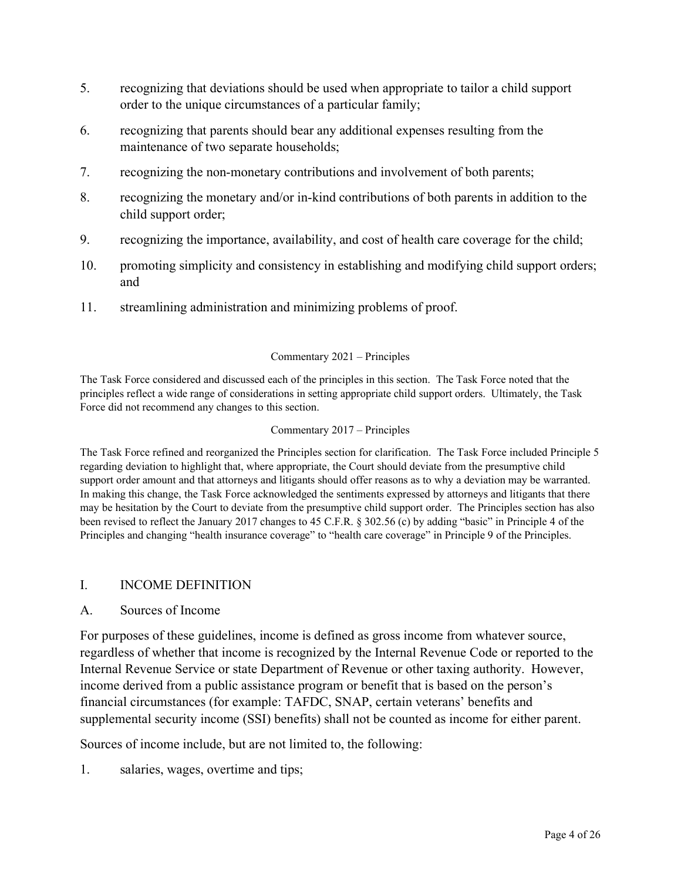5. recognizing that deviations should be used when appropriate to tailor a child support order to the unique circumstances of a particular family;

6. recognizing that parents should bear any additional expenses resulting from the maintenance of two separate households;

7. recognizing the non-monetary contributions and involvement of both parents;

8. recognizing the monetary and/or in-kind contributions of both parents in addition to the child support order;

9. recognizing the importance, availability, and cost of health care coverage for the child;

10. promoting simplicity and consistency in establishing and modifying child support orders; and

11. streamlining administration and minimizing problems of proof.

Commentary 2021 – Principles

The Task Force considered and discussed each of the principles in this section. The Task Force noted that the principles reflect a wide range of considerations in setting appropriate child support orders. Ultimately, the Task Force did not recommend any changes to this section.

Commentary 2017 – Principles

The Task Force refined and reorganized the Principles section for clarification. The Task Force included Principle 5 regarding deviation to highlight that, where appropriate, the Court should deviate from the presumptive child support order amount and that attorneys and litigants should offer reasons as to why a deviation may be warranted. In making this change, the Task Force acknowledged the sentiments expressed by attorneys and litigants that there may be hesitation by the Court to deviate from the presumptive child support order. The Principles section has also been revised to reflect the January 2017 changes to 45 C.F.R. § 302.56 (c) by adding "basic" in Principle 4 of the Principles and changing "health insurance coverage" to "health care coverage" in Principle 9 of the Principles.

## I. INCOME DEFINITION

### A. Sources of Income

For purposes of these guidelines, income is defined as gross income from whatever source, regardless of whether that income is recognized by the Internal Revenue Code or reported to the Internal Revenue Service or state Department of Revenue or other taxing authority. However, income derived from a public assistance program or benefit that is based on the person's financial circumstances (for example: TAFDC, SNAP, certain veterans' benefits and supplemental security income (SSI) benefits) shall not be counted as income for either parent.

Sources of income include, but are not limited to, the following:

1. salaries, wages, overtime and tips;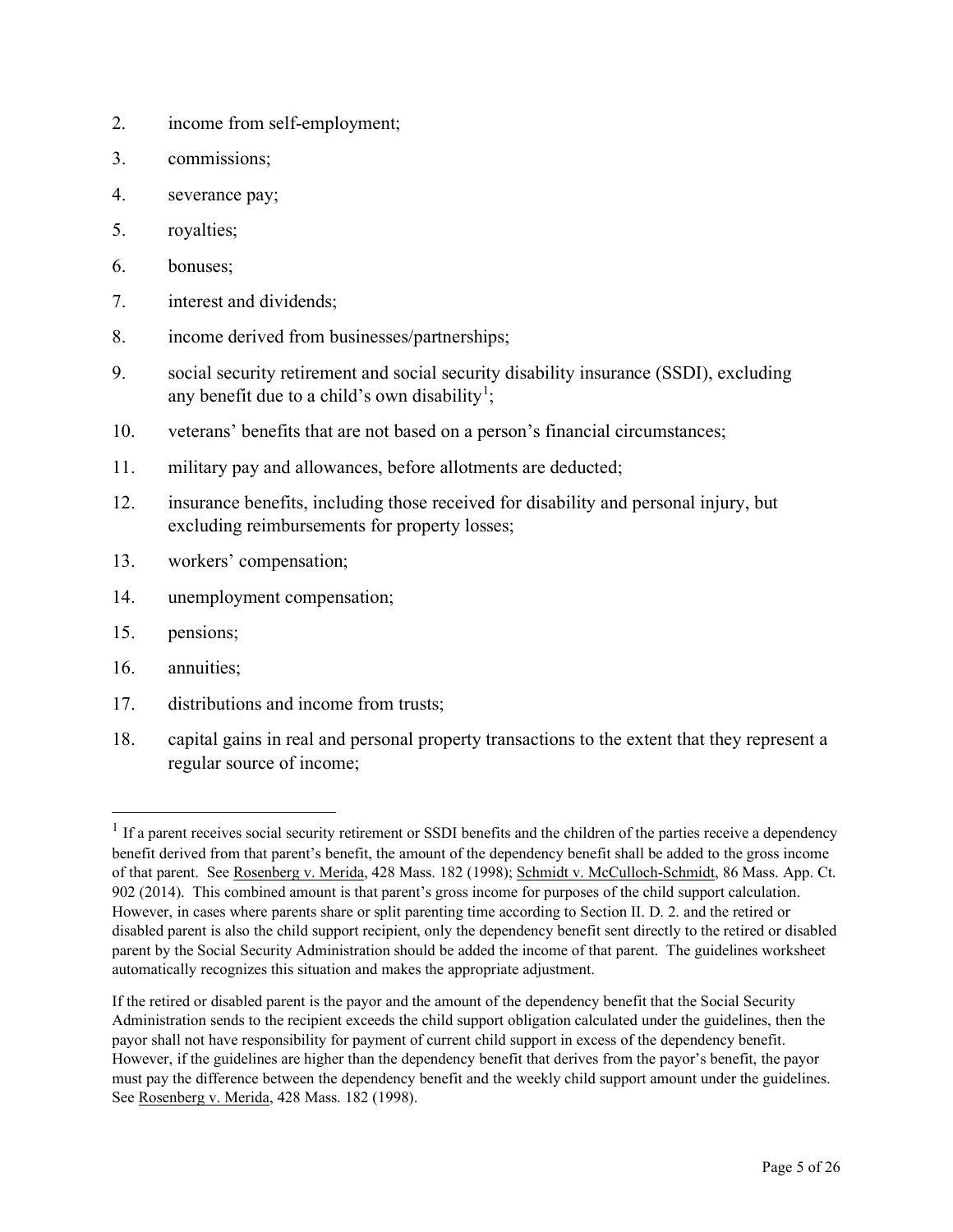2. income from self-employment;
3. commissions;
4. severance pay;
5. royalties;
6. bonuses;
7. interest and dividends;
8. income derived from businesses/partnerships;
9. social security retirement and social security disability insurance (SSDI), excluding any benefit due to a child's own disability[1];
10. veterans' benefits that are not based on a person's financial circumstances;
11. military pay and allowances, before allotments are deducted;
12. insurance benefits, including those received for disability and personal injury, but excluding reimbursements for property losses;
13. workers' compensation;
14. unemployment compensation;
15. pensions;
16. annuities;
17. distributions and income from trusts;
18. capital gains in real and personal property transactions to the extent that they represent a regular source of income;

---

[1] If a parent receives social security retirement or SSDI benefits and the children of the parties receive a dependency benefit derived from that parent's benefit, the amount of the dependency benefit shall be added to the gross income of that parent. See Rosenberg v. Merida, 428 Mass. 182 (1998); Schmidt v. McCulloch-Schmidt, 86 Mass. App. Ct. 902 (2014). This combined amount is that parent's gross income for purposes of the child support calculation. However, in cases where parents share or split parenting time according to Section II. D. 2. and the retired or disabled parent is also the child support recipient, only the dependency benefit sent directly to the retired or disabled parent by the Social Security Administration should be added the income of that parent. The guidelines worksheet automatically recognizes this situation and makes the appropriate adjustment.

If the retired or disabled parent is the payor and the amount of the dependency benefit that the Social Security Administration sends to the recipient exceeds the child support obligation calculated under the guidelines, then the payor shall not have responsibility for payment of current child support in excess of the dependency benefit. However, if the guidelines are higher than the dependency benefit that derives from the payor's benefit, the payor must pay the difference between the dependency benefit and the weekly child support amount under the guidelines. See Rosenberg v. Merida, 428 Mass. 182 (1998).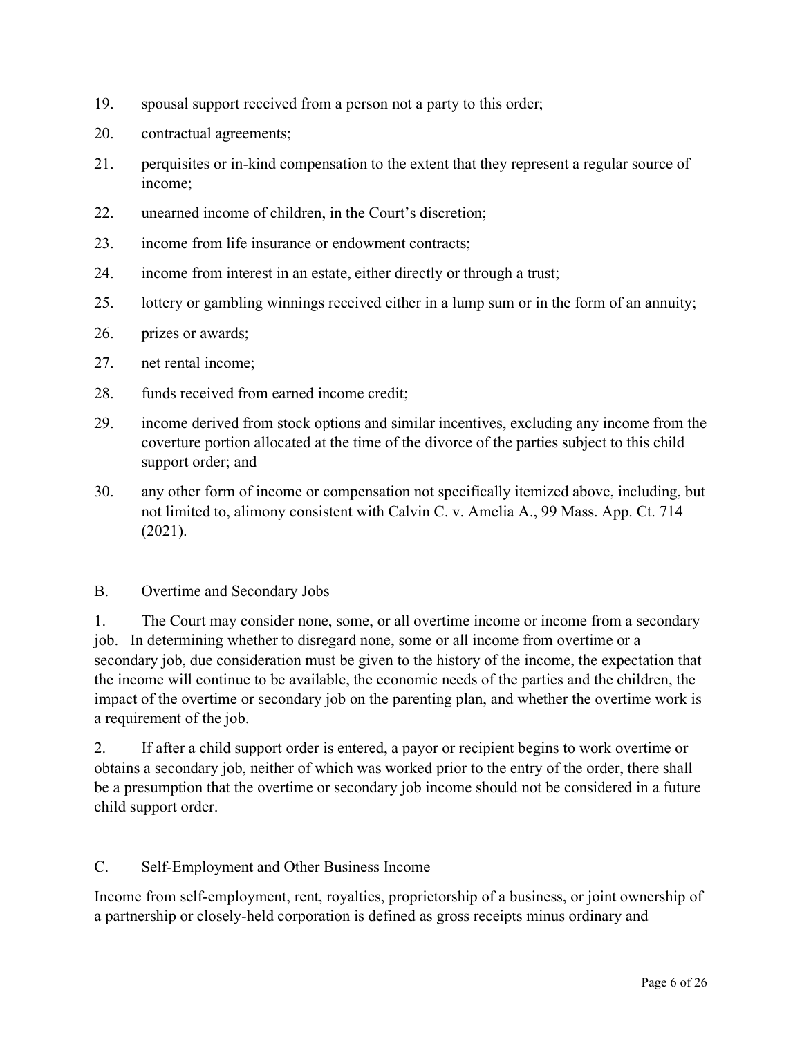19. spousal support received from a person not a party to this order;
20. contractual agreements;
21. perquisites or in-kind compensation to the extent that they represent a regular source of income;
22. unearned income of children, in the Court's discretion;
23. income from life insurance or endowment contracts;
24. income from interest in an estate, either directly or through a trust;
25. lottery or gambling winnings received either in a lump sum or in the form of an annuity;
26. prizes or awards;
27. net rental income;
28. funds received from earned income credit;
29. income derived from stock options and similar incentives, excluding any income from the coverture portion allocated at the time of the divorce of the parties subject to this child support order; and
30. any other form of income or compensation not specifically itemized above, including, but not limited to, alimony consistent with <u>Calvin C. v. Amelia A.</u>, 99 Mass. App. Ct. 714 (2021).

## B. Overtime and Secondary Jobs

1. The Court may consider none, some, or all overtime income or income from a secondary job. In determining whether to disregard none, some or all income from overtime or a secondary job, due consideration must be given to the history of the income, the expectation that the income will continue to be available, the economic needs of the parties and the children, the impact of the overtime or secondary job on the parenting plan, and whether the overtime work is a requirement of the job.

2. If after a child support order is entered, a payor or recipient begins to work overtime or obtains a secondary job, neither of which was worked prior to the entry of the order, there shall be a presumption that the overtime or secondary job income should not be considered in a future child support order.

## C. Self-Employment and Other Business Income

Income from self-employment, rent, royalties, proprietorship of a business, or joint ownership of a partnership or closely-held corporation is defined as gross receipts minus ordinary and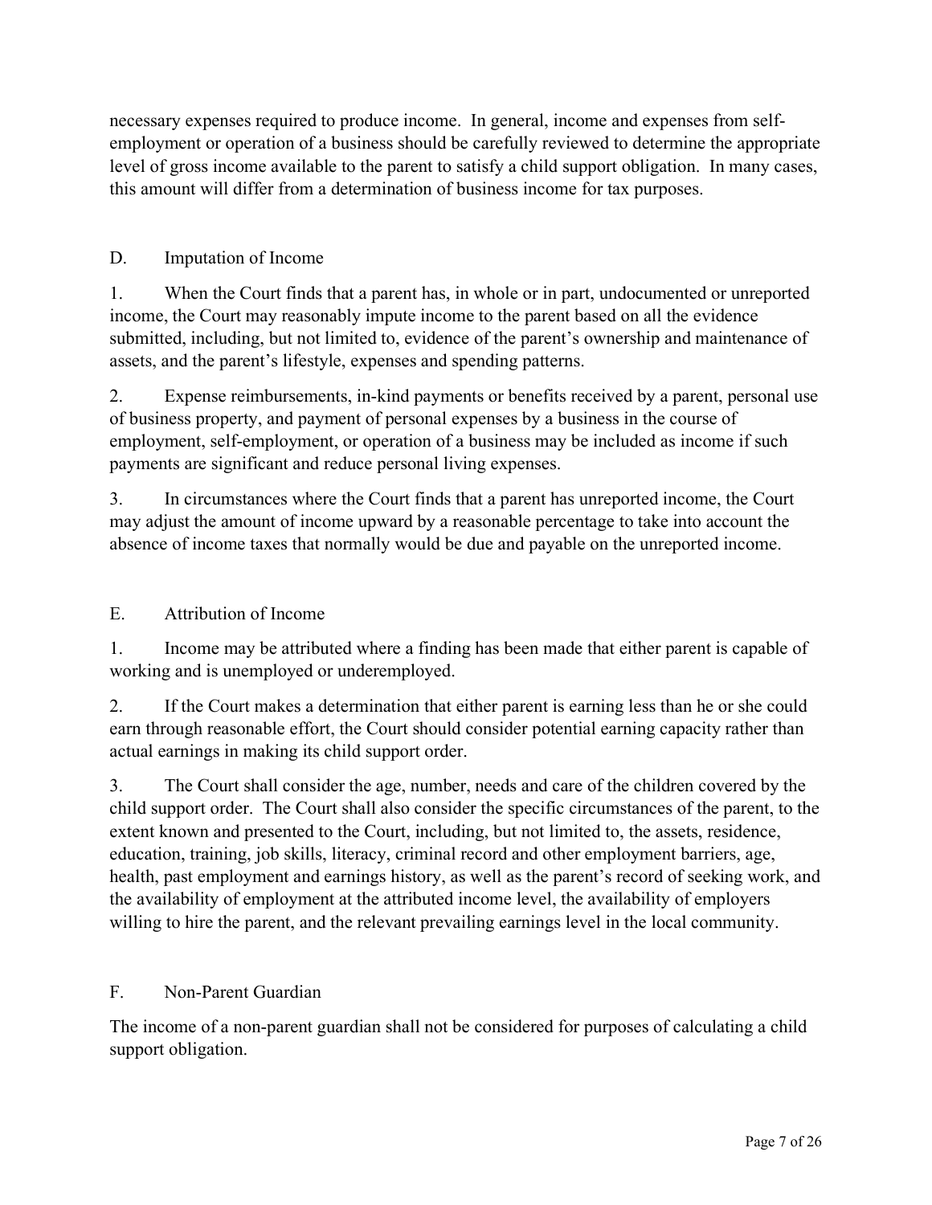necessary expenses required to produce income. In general, income and expenses from self-employment or operation of a business should be carefully reviewed to determine the appropriate level of gross income available to the parent to satisfy a child support obligation. In many cases, this amount will differ from a determination of business income for tax purposes.

## D. Imputation of Income

1. When the Court finds that a parent has, in whole or in part, undocumented or unreported income, the Court may reasonably impute income to the parent based on all the evidence submitted, including, but not limited to, evidence of the parent's ownership and maintenance of assets, and the parent's lifestyle, expenses and spending patterns.

2. Expense reimbursements, in-kind payments or benefits received by a parent, personal use of business property, and payment of personal expenses by a business in the course of employment, self-employment, or operation of a business may be included as income if such payments are significant and reduce personal living expenses.

3. In circumstances where the Court finds that a parent has unreported income, the Court may adjust the amount of income upward by a reasonable percentage to take into account the absence of income taxes that normally would be due and payable on the unreported income.

## E. Attribution of Income

1. Income may be attributed where a finding has been made that either parent is capable of working and is unemployed or underemployed.

2. If the Court makes a determination that either parent is earning less than he or she could earn through reasonable effort, the Court should consider potential earning capacity rather than actual earnings in making its child support order.

3. The Court shall consider the age, number, needs and care of the children covered by the child support order. The Court shall also consider the specific circumstances of the parent, to the extent known and presented to the Court, including, but not limited to, the assets, residence, education, training, job skills, literacy, criminal record and other employment barriers, age, health, past employment and earnings history, as well as the parent's record of seeking work, and the availability of employment at the attributed income level, the availability of employers willing to hire the parent, and the relevant prevailing earnings level in the local community.

## F. Non-Parent Guardian

The income of a non-parent guardian shall not be considered for purposes of calculating a child support obligation.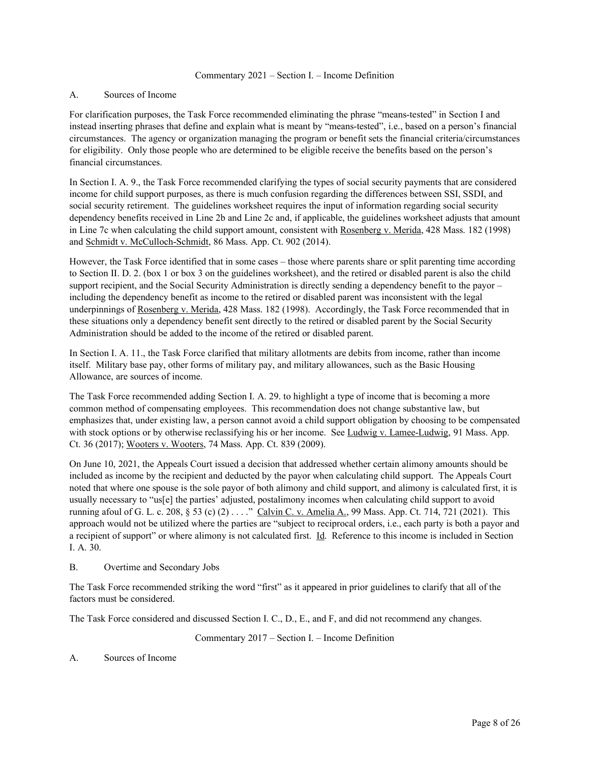## Commentary 2021 – Section I. – Income Definition

### A. Sources of Income

For clarification purposes, the Task Force recommended eliminating the phrase "means-tested" in Section I and instead inserting phrases that define and explain what is meant by "means-tested", i.e., based on a person's financial circumstances. The agency or organization managing the program or benefit sets the financial criteria/circumstances for eligibility. Only those people who are determined to be eligible receive the benefits based on the person's financial circumstances.

In Section I. A. 9., the Task Force recommended clarifying the types of social security payments that are considered income for child support purposes, as there is much confusion regarding the differences between SSI, SSDI, and social security retirement. The guidelines worksheet requires the input of information regarding social security dependency benefits received in Line 2b and Line 2c and, if applicable, the guidelines worksheet adjusts that amount in Line 7c when calculating the child support amount, consistent with Rosenberg v. Merida, 428 Mass. 182 (1998) and Schmidt v. McCulloch-Schmidt, 86 Mass. App. Ct. 902 (2014).

However, the Task Force identified that in some cases – those where parents share or split parenting time according to Section II. D. 2. (box 1 or box 3 on the guidelines worksheet), and the retired or disabled parent is also the child support recipient, and the Social Security Administration is directly sending a dependency benefit to the payor – including the dependency benefit as income to the retired or disabled parent was inconsistent with the legal underpinnings of Rosenberg v. Merida, 428 Mass. 182 (1998). Accordingly, the Task Force recommended that in these situations only a dependency benefit sent directly to the retired or disabled parent by the Social Security Administration should be added to the income of the retired or disabled parent.

In Section I. A. 11., the Task Force clarified that military allotments are debits from income, rather than income itself. Military base pay, other forms of military pay, and military allowances, such as the Basic Housing Allowance, are sources of income.

The Task Force recommended adding Section I. A. 29. to highlight a type of income that is becoming a more common method of compensating employees. This recommendation does not change substantive law, but emphasizes that, under existing law, a person cannot avoid a child support obligation by choosing to be compensated with stock options or by otherwise reclassifying his or her income. See Ludwig v. Lamee-Ludwig, 91 Mass. App. Ct. 36 (2017); Wooters v. Wooters, 74 Mass. App. Ct. 839 (2009).

On June 10, 2021, the Appeals Court issued a decision that addressed whether certain alimony amounts should be included as income by the recipient and deducted by the payor when calculating child support. The Appeals Court noted that where one spouse is the sole payor of both alimony and child support, and alimony is calculated first, it is usually necessary to "us[e] the parties' adjusted, postalimony incomes when calculating child support to avoid running afoul of G. L. c. 208, § 53 (c) (2) . . . ." Calvin C. v. Amelia A., 99 Mass. App. Ct. 714, 721 (2021). This approach would not be utilized where the parties are "subject to reciprocal orders, i.e., each party is both a payor and a recipient of support" or where alimony is not calculated first. *Id.* Reference to this income is included in Section I. A. 30.

### B. Overtime and Secondary Jobs

The Task Force recommended striking the word "first" as it appeared in prior guidelines to clarify that all of the factors must be considered.

The Task Force considered and discussed Section I. C., D., E., and F, and did not recommend any changes.

## Commentary 2017 – Section I. – Income Definition

### A. Sources of Income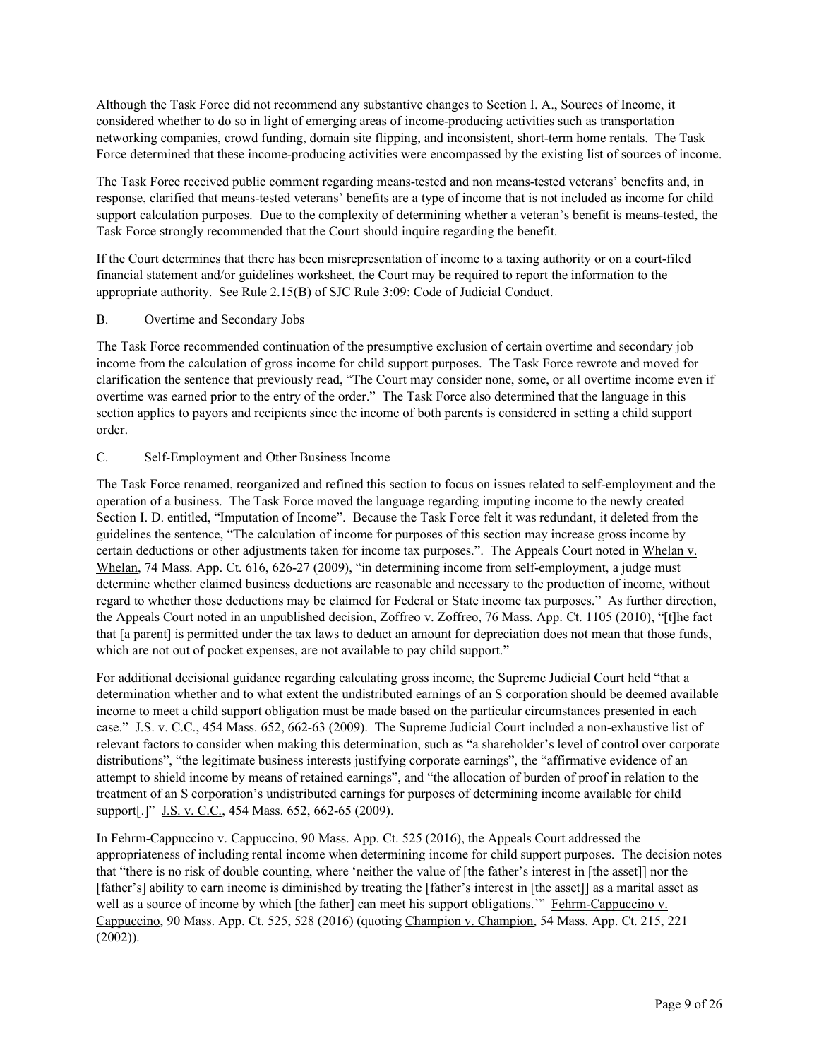Although the Task Force did not recommend any substantive changes to Section I. A., Sources of Income, it considered whether to do so in light of emerging areas of income-producing activities such as transportation networking companies, crowd funding, domain site flipping, and inconsistent, short-term home rentals. The Task Force determined that these income-producing activities were encompassed by the existing list of sources of income.

The Task Force received public comment regarding means-tested and non means-tested veterans' benefits and, in response, clarified that means-tested veterans' benefits are a type of income that is not included as income for child support calculation purposes. Due to the complexity of determining whether a veteran's benefit is means-tested, the Task Force strongly recommended that the Court should inquire regarding the benefit.

If the Court determines that there has been misrepresentation of income to a taxing authority or on a court-filed financial statement and/or guidelines worksheet, the Court may be required to report the information to the appropriate authority. See Rule 2.15(B) of SJC Rule 3:09: Code of Judicial Conduct.

B. Overtime and Secondary Jobs

The Task Force recommended continuation of the presumptive exclusion of certain overtime and secondary job income from the calculation of gross income for child support purposes. The Task Force rewrote and moved for clarification the sentence that previously read, "The Court may consider none, some, or all overtime income even if overtime was earned prior to the entry of the order." The Task Force also determined that the language in this section applies to payors and recipients since the income of both parents is considered in setting a child support order.

C. Self-Employment and Other Business Income

The Task Force renamed, reorganized and refined this section to focus on issues related to self-employment and the operation of a business. The Task Force moved the language regarding imputing income to the newly created Section I. D. entitled, "Imputation of Income". Because the Task Force felt it was redundant, it deleted from the guidelines the sentence, "The calculation of income for purposes of this section may increase gross income by certain deductions or other adjustments taken for income tax purposes.". The Appeals Court noted in Whelan v. Whelan, 74 Mass. App. Ct. 616, 626-27 (2009), "in determining income from self-employment, a judge must determine whether claimed business deductions are reasonable and necessary to the production of income, without regard to whether those deductions may be claimed for Federal or State income tax purposes." As further direction, the Appeals Court noted in an unpublished decision, Zoffreo v. Zoffreo, 76 Mass. App. Ct. 1105 (2010), "[t]he fact that [a parent] is permitted under the tax laws to deduct an amount for depreciation does not mean that those funds, which are not out of pocket expenses, are not available to pay child support."

For additional decisional guidance regarding calculating gross income, the Supreme Judicial Court held "that a determination whether and to what extent the undistributed earnings of an S corporation should be deemed available income to meet a child support obligation must be made based on the particular circumstances presented in each case." J.S. v. C.C., 454 Mass. 652, 662-63 (2009). The Supreme Judicial Court included a non-exhaustive list of relevant factors to consider when making this determination, such as "a shareholder's level of control over corporate distributions", "the legitimate business interests justifying corporate earnings", the "affirmative evidence of an attempt to shield income by means of retained earnings", and "the allocation of burden of proof in relation to the treatment of an S corporation's undistributed earnings for purposes of determining income available for child support[.]" J.S. v. C.C., 454 Mass. 652, 662-65 (2009).

In Fehrm-Cappuccino v. Cappuccino, 90 Mass. App. Ct. 525 (2016), the Appeals Court addressed the appropriateness of including rental income when determining income for child support purposes. The decision notes that "there is no risk of double counting, where 'neither the value of [the father's interest in [the asset]] nor the [father's] ability to earn income is diminished by treating the [father's interest in [the asset]] as a marital asset as well as a source of income by which [the father] can meet his support obligations.'" Fehrm-Cappuccino v. Cappuccino, 90 Mass. App. Ct. 525, 528 (2016) (quoting Champion v. Champion, 54 Mass. App. Ct. 215, 221 (2002)).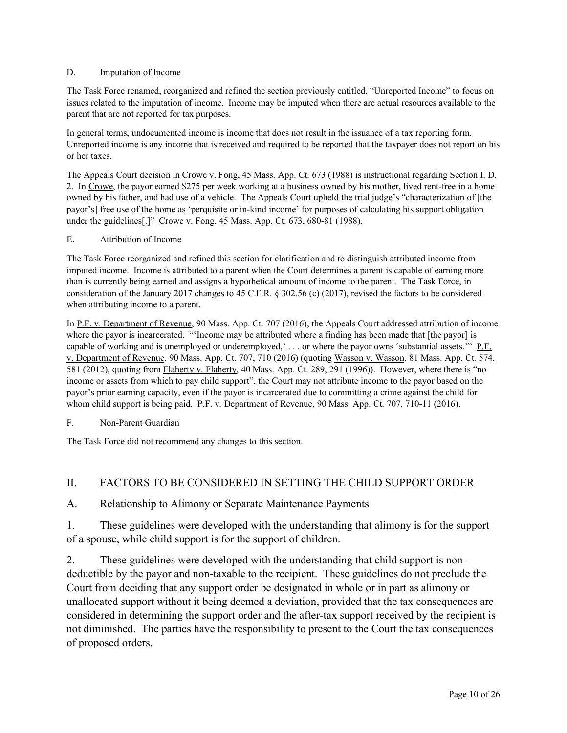### D. Imputation of Income

The Task Force renamed, reorganized and refined the section previously entitled, "Unreported Income" to focus on issues related to the imputation of income. Income may be imputed when there are actual resources available to the parent that are not reported for tax purposes.

In general terms, undocumented income is income that does not result in the issuance of a tax reporting form. Unreported income is any income that is received and required to be reported that the taxpayer does not report on his or her taxes.

The Appeals Court decision in Crowe v. Fong, 45 Mass. App. Ct. 673 (1988) is instructional regarding Section I. D. 2. In Crowe, the payor earned $275 per week working at a business owned by his mother, lived rent-free in a home owned by his father, and had use of a vehicle. The Appeals Court upheld the trial judge's "characterization of [the payor's] free use of the home as 'perquisite or in-kind income' for purposes of calculating his support obligation under the guidelines[.]" Crowe v. Fong, 45 Mass. App. Ct. 673, 680-81 (1988).

### E. Attribution of Income

The Task Force reorganized and refined this section for clarification and to distinguish attributed income from imputed income. Income is attributed to a parent when the Court determines a parent is capable of earning more than is currently being earned and assigns a hypothetical amount of income to the parent. The Task Force, in consideration of the January 2017 changes to 45 C.F.R. § 302.56 (c) (2017), revised the factors to be considered when attributing income to a parent.

In P.F. v. Department of Revenue, 90 Mass. App. Ct. 707 (2016), the Appeals Court addressed attribution of income where the payor is incarcerated. "'Income may be attributed where a finding has been made that [the payor] is capable of working and is unemployed or underemployed,' . . . or where the payor owns 'substantial assets.'" P.F. v. Department of Revenue, 90 Mass. App. Ct. 707, 710 (2016) (quoting Wasson v. Wasson, 81 Mass. App. Ct. 574, 581 (2012), quoting from Flaherty v. Flaherty, 40 Mass. App. Ct. 289, 291 (1996)). However, where there is "no income or assets from which to pay child support", the Court may not attribute income to the payor based on the payor's prior earning capacity, even if the payor is incarcerated due to committing a crime against the child for whom child support is being paid. P.F. v. Department of Revenue, 90 Mass. App. Ct. 707, 710-11 (2016).

### F. Non-Parent Guardian

The Task Force did not recommend any changes to this section.

## II. FACTORS TO BE CONSIDERED IN SETTING THE CHILD SUPPORT ORDER

### A. Relationship to Alimony or Separate Maintenance Payments

1. These guidelines were developed with the understanding that alimony is for the support of a spouse, while child support is for the support of children.

2. These guidelines were developed with the understanding that child support is non-deductible by the payor and non-taxable to the recipient. These guidelines do not preclude the Court from deciding that any support order be designated in whole or in part as alimony or unallocated support without it being deemed a deviation, provided that the tax consequences are considered in determining the support order and the after-tax support received by the recipient is not diminished. The parties have the responsibility to present to the Court the tax consequences of proposed orders.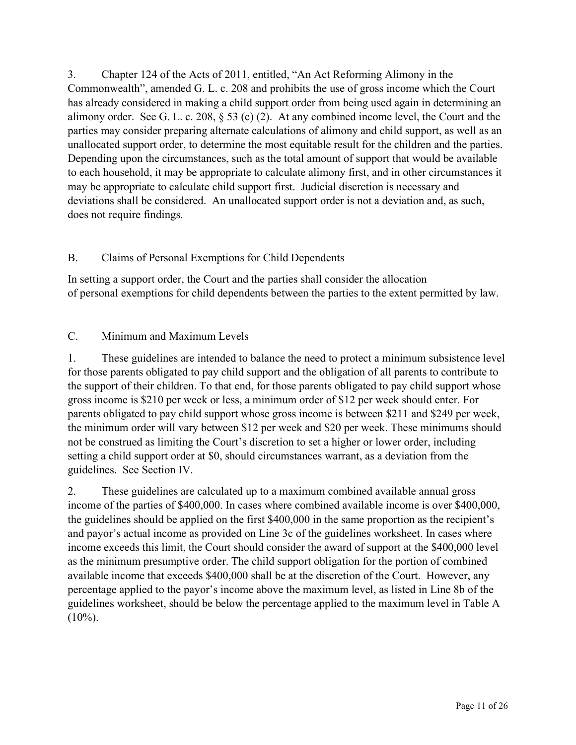3. Chapter 124 of the Acts of 2011, entitled, "An Act Reforming Alimony in the Commonwealth", amended G. L. c. 208 and prohibits the use of gross income which the Court has already considered in making a child support order from being used again in determining an alimony order. See G. L. c. 208, § 53 (c) (2). At any combined income level, the Court and the parties may consider preparing alternate calculations of alimony and child support, as well as an unallocated support order, to determine the most equitable result for the children and the parties. Depending upon the circumstances, such as the total amount of support that would be available to each household, it may be appropriate to calculate alimony first, and in other circumstances it may be appropriate to calculate child support first. Judicial discretion is necessary and deviations shall be considered. An unallocated support order is not a deviation and, as such, does not require findings.

## B. Claims of Personal Exemptions for Child Dependents

In setting a support order, the Court and the parties shall consider the allocation of personal exemptions for child dependents between the parties to the extent permitted by law.

## C. Minimum and Maximum Levels

1. These guidelines are intended to balance the need to protect a minimum subsistence level for those parents obligated to pay child support and the obligation of all parents to contribute to the support of their children. To that end, for those parents obligated to pay child support whose gross income is $210 per week or less, a minimum order of $12 per week should enter. For parents obligated to pay child support whose gross income is between $211 and $249 per week, the minimum order will vary between $12 per week and $20 per week. These minimums should not be construed as limiting the Court's discretion to set a higher or lower order, including setting a child support order at $0, should circumstances warrant, as a deviation from the guidelines. See Section IV.

2. These guidelines are calculated up to a maximum combined available annual gross income of the parties of $400,000. In cases where combined available income is over $400,000, the guidelines should be applied on the first $400,000 in the same proportion as the recipient's and payor's actual income as provided on Line 3c of the guidelines worksheet. In cases where income exceeds this limit, the Court should consider the award of support at the $400,000 level as the minimum presumptive order. The child support obligation for the portion of combined available income that exceeds $400,000 shall be at the discretion of the Court. However, any percentage applied to the payor's income above the maximum level, as listed in Line 8b of the guidelines worksheet, should be below the percentage applied to the maximum level in Table A (10%).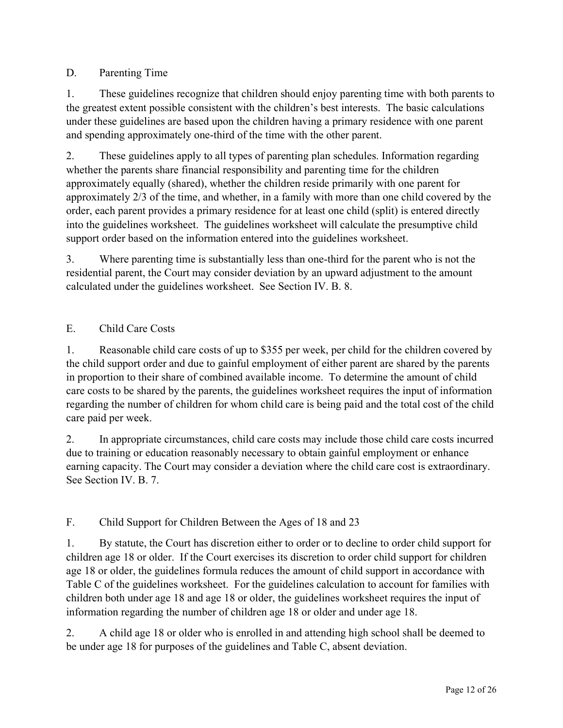## D. Parenting Time

1. These guidelines recognize that children should enjoy parenting time with both parents to the greatest extent possible consistent with the children's best interests. The basic calculations under these guidelines are based upon the children having a primary residence with one parent and spending approximately one-third of the time with the other parent.

2. These guidelines apply to all types of parenting plan schedules. Information regarding whether the parents share financial responsibility and parenting time for the children approximately equally (shared), whether the children reside primarily with one parent for approximately 2/3 of the time, and whether, in a family with more than one child covered by the order, each parent provides a primary residence for at least one child (split) is entered directly into the guidelines worksheet. The guidelines worksheet will calculate the presumptive child support order based on the information entered into the guidelines worksheet.

3. Where parenting time is substantially less than one-third for the parent who is not the residential parent, the Court may consider deviation by an upward adjustment to the amount calculated under the guidelines worksheet. See Section IV. B. 8.

## E. Child Care Costs

1. Reasonable child care costs of up to $355 per week, per child for the children covered by the child support order and due to gainful employment of either parent are shared by the parents in proportion to their share of combined available income. To determine the amount of child care costs to be shared by the parents, the guidelines worksheet requires the input of information regarding the number of children for whom child care is being paid and the total cost of the child care paid per week.

2. In appropriate circumstances, child care costs may include those child care costs incurred due to training or education reasonably necessary to obtain gainful employment or enhance earning capacity. The Court may consider a deviation where the child care cost is extraordinary. See Section IV. B. 7.

## F. Child Support for Children Between the Ages of 18 and 23

1. By statute, the Court has discretion either to order or to decline to order child support for children age 18 or older. If the Court exercises its discretion to order child support for children age 18 or older, the guidelines formula reduces the amount of child support in accordance with Table C of the guidelines worksheet. For the guidelines calculation to account for families with children both under age 18 and age 18 or older, the guidelines worksheet requires the input of information regarding the number of children age 18 or older and under age 18.

2. A child age 18 or older who is enrolled in and attending high school shall be deemed to be under age 18 for purposes of the guidelines and Table C, absent deviation.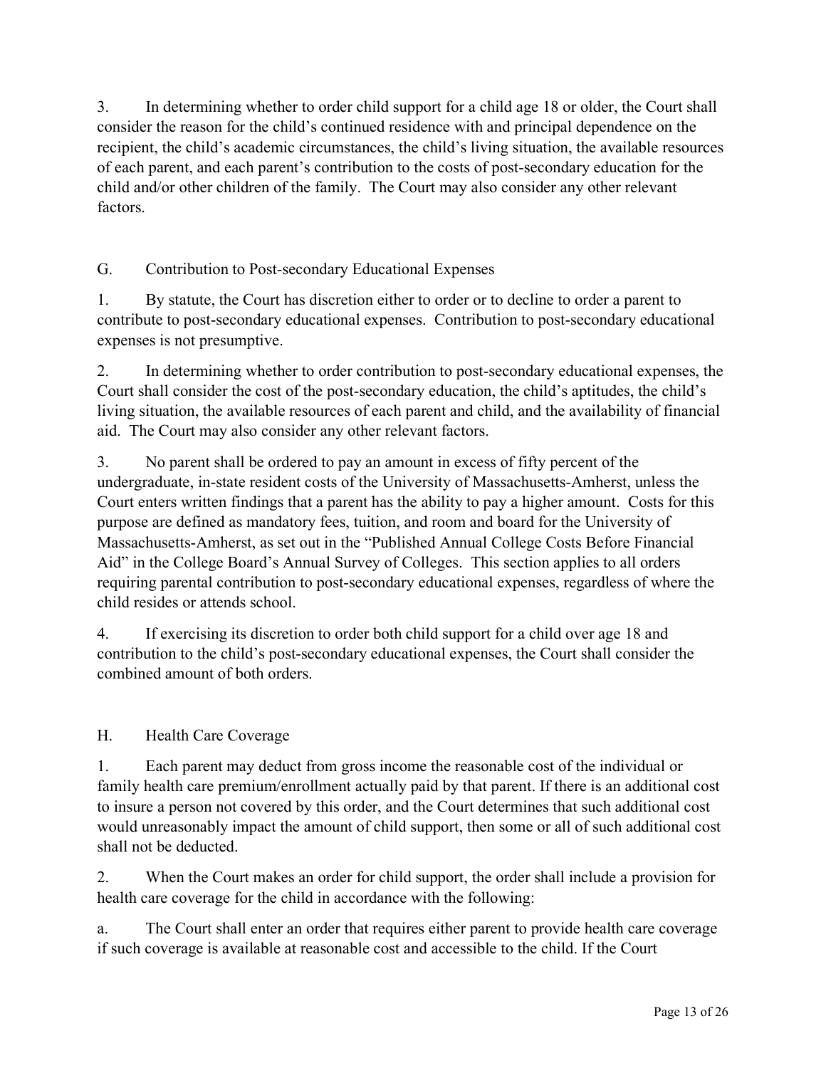3. In determining whether to order child support for a child age 18 or older, the Court shall consider the reason for the child's continued residence with and principal dependence on the recipient, the child's academic circumstances, the child's living situation, the available resources of each parent, and each parent's contribution to the costs of post-secondary education for the child and/or other children of the family. The Court may also consider any other relevant factors.

## G. Contribution to Post-secondary Educational Expenses

1. By statute, the Court has discretion either to order or to decline to order a parent to contribute to post-secondary educational expenses. Contribution to post-secondary educational expenses is not presumptive.

2. In determining whether to order contribution to post-secondary educational expenses, the Court shall consider the cost of the post-secondary education, the child's aptitudes, the child's living situation, the available resources of each parent and child, and the availability of financial aid. The Court may also consider any other relevant factors.

3. No parent shall be ordered to pay an amount in excess of fifty percent of the undergraduate, in-state resident costs of the University of Massachusetts-Amherst, unless the Court enters written findings that a parent has the ability to pay a higher amount. Costs for this purpose are defined as mandatory fees, tuition, and room and board for the University of Massachusetts-Amherst, as set out in the "Published Annual College Costs Before Financial Aid" in the College Board's Annual Survey of Colleges. This section applies to all orders requiring parental contribution to post-secondary educational expenses, regardless of where the child resides or attends school.

4. If exercising its discretion to order both child support for a child over age 18 and contribution to the child's post-secondary educational expenses, the Court shall consider the combined amount of both orders.

## H. Health Care Coverage

1. Each parent may deduct from gross income the reasonable cost of the individual or family health care premium/enrollment actually paid by that parent. If there is an additional cost to insure a person not covered by this order, and the Court determines that such additional cost would unreasonably impact the amount of child support, then some or all of such additional cost shall not be deducted.

2. When the Court makes an order for child support, the order shall include a provision for health care coverage for the child in accordance with the following:

a. The Court shall enter an order that requires either parent to provide health care coverage if such coverage is available at reasonable cost and accessible to the child. If the Court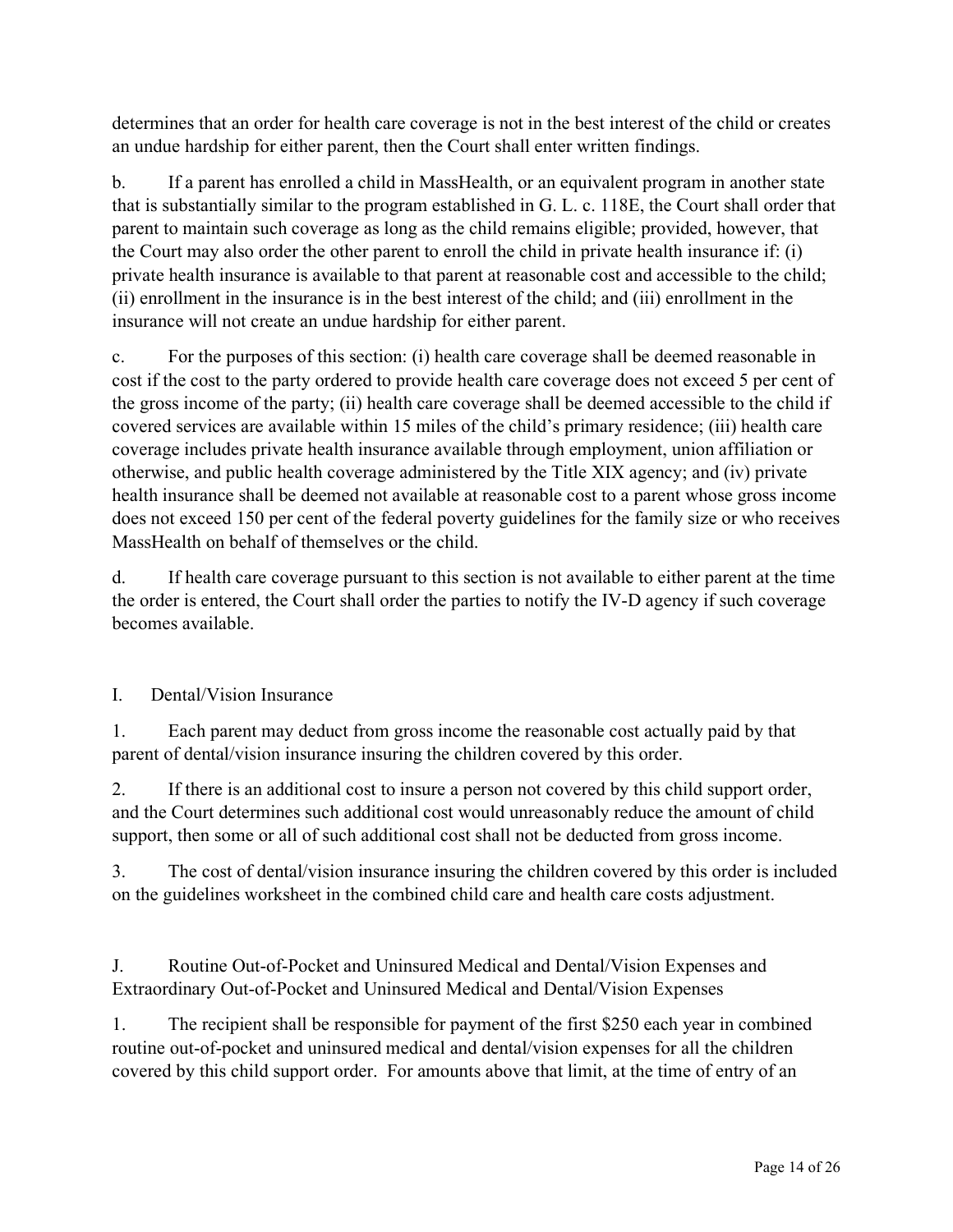determines that an order for health care coverage is not in the best interest of the child or creates an undue hardship for either parent, then the Court shall enter written findings.

b. If a parent has enrolled a child in MassHealth, or an equivalent program in another state that is substantially similar to the program established in G. L. c. 118E, the Court shall order that parent to maintain such coverage as long as the child remains eligible; provided, however, that the Court may also order the other parent to enroll the child in private health insurance if: (i) private health insurance is available to that parent at reasonable cost and accessible to the child; (ii) enrollment in the insurance is in the best interest of the child; and (iii) enrollment in the insurance will not create an undue hardship for either parent.

c. For the purposes of this section: (i) health care coverage shall be deemed reasonable in cost if the cost to the party ordered to provide health care coverage does not exceed 5 per cent of the gross income of the party; (ii) health care coverage shall be deemed accessible to the child if covered services are available within 15 miles of the child's primary residence; (iii) health care coverage includes private health insurance available through employment, union affiliation or otherwise, and public health coverage administered by the Title XIX agency; and (iv) private health insurance shall be deemed not available at reasonable cost to a parent whose gross income does not exceed 150 per cent of the federal poverty guidelines for the family size or who receives MassHealth on behalf of themselves or the child.

d. If health care coverage pursuant to this section is not available to either parent at the time the order is entered, the Court shall order the parties to notify the IV-D agency if such coverage becomes available.

## I. Dental/Vision Insurance

1. Each parent may deduct from gross income the reasonable cost actually paid by that parent of dental/vision insurance insuring the children covered by this order.

2. If there is an additional cost to insure a person not covered by this child support order, and the Court determines such additional cost would unreasonably reduce the amount of child support, then some or all of such additional cost shall not be deducted from gross income.

3. The cost of dental/vision insurance insuring the children covered by this order is included on the guidelines worksheet in the combined child care and health care costs adjustment.

## J. Routine Out-of-Pocket and Uninsured Medical and Dental/Vision Expenses and Extraordinary Out-of-Pocket and Uninsured Medical and Dental/Vision Expenses

1. The recipient shall be responsible for payment of the first $250 each year in combined routine out-of-pocket and uninsured medical and dental/vision expenses for all the children covered by this child support order. For amounts above that limit, at the time of entry of an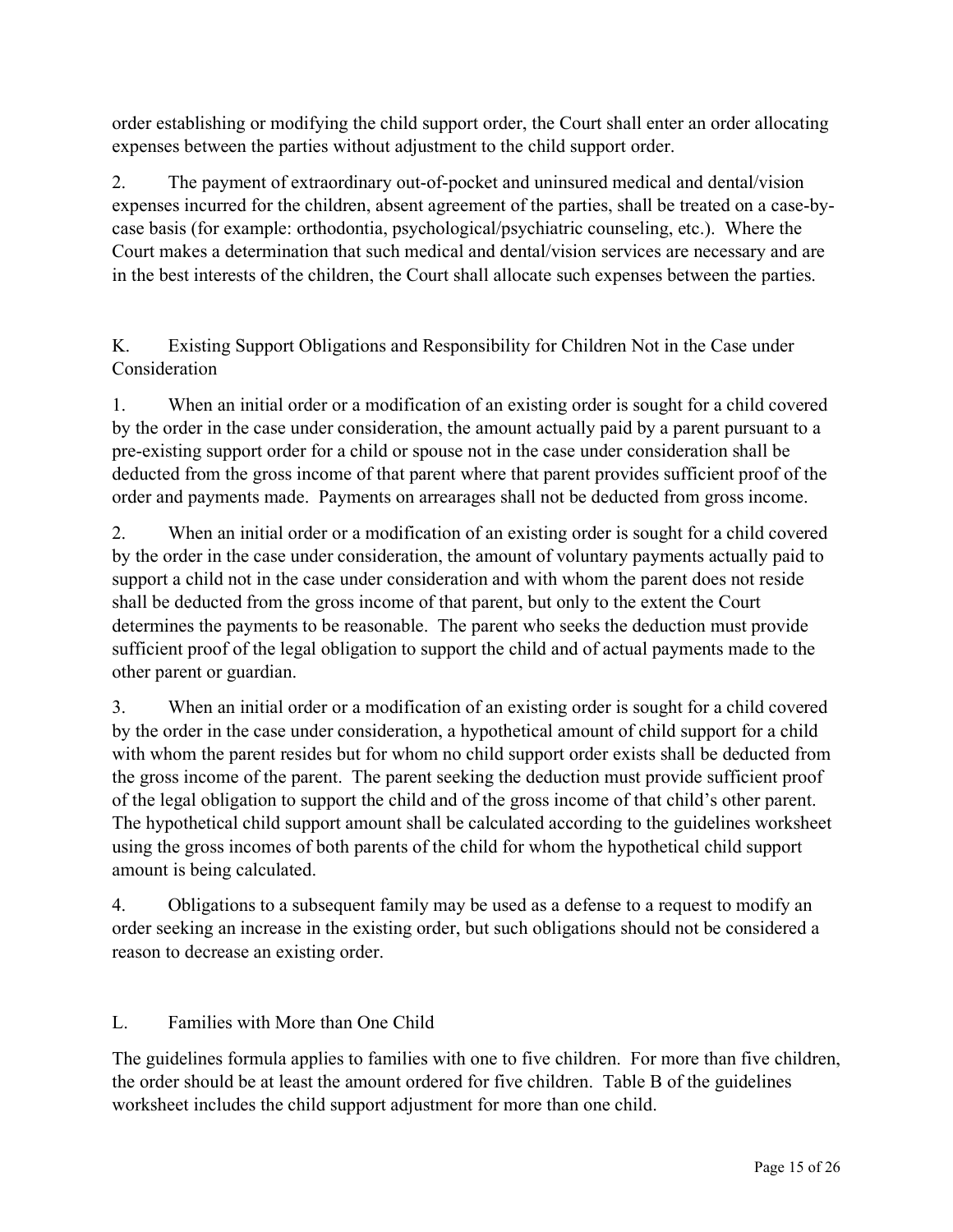order establishing or modifying the child support order, the Court shall enter an order allocating expenses between the parties without adjustment to the child support order.

2. The payment of extraordinary out-of-pocket and uninsured medical and dental/vision expenses incurred for the children, absent agreement of the parties, shall be treated on a case-by-case basis (for example: orthodontia, psychological/psychiatric counseling, etc.). Where the Court makes a determination that such medical and dental/vision services are necessary and are in the best interests of the children, the Court shall allocate such expenses between the parties.

## K. Existing Support Obligations and Responsibility for Children Not in the Case under Consideration

1. When an initial order or a modification of an existing order is sought for a child covered by the order in the case under consideration, the amount actually paid by a parent pursuant to a pre-existing support order for a child or spouse not in the case under consideration shall be deducted from the gross income of that parent where that parent provides sufficient proof of the order and payments made. Payments on arrearages shall not be deducted from gross income.

2. When an initial order or a modification of an existing order is sought for a child covered by the order in the case under consideration, the amount of voluntary payments actually paid to support a child not in the case under consideration and with whom the parent does not reside shall be deducted from the gross income of that parent, but only to the extent the Court determines the payments to be reasonable. The parent who seeks the deduction must provide sufficient proof of the legal obligation to support the child and of actual payments made to the other parent or guardian.

3. When an initial order or a modification of an existing order is sought for a child covered by the order in the case under consideration, a hypothetical amount of child support for a child with whom the parent resides but for whom no child support order exists shall be deducted from the gross income of the parent. The parent seeking the deduction must provide sufficient proof of the legal obligation to support the child and of the gross income of that child's other parent. The hypothetical child support amount shall be calculated according to the guidelines worksheet using the gross incomes of both parents of the child for whom the hypothetical child support amount is being calculated.

4. Obligations to a subsequent family may be used as a defense to a request to modify an order seeking an increase in the existing order, but such obligations should not be considered a reason to decrease an existing order.

## L. Families with More than One Child

The guidelines formula applies to families with one to five children. For more than five children, the order should be at least the amount ordered for five children. Table B of the guidelines worksheet includes the child support adjustment for more than one child.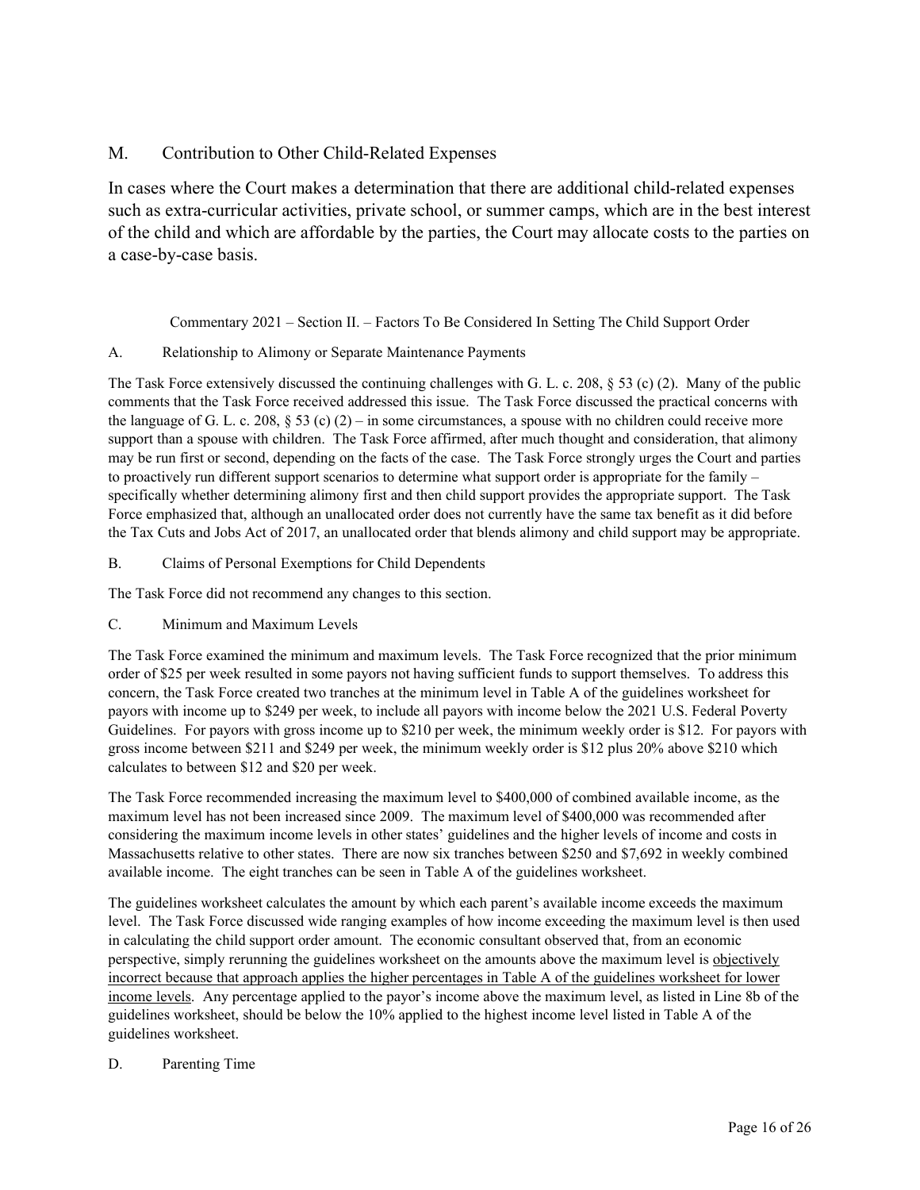## M. Contribution to Other Child-Related Expenses

In cases where the Court makes a determination that there are additional child-related expenses such as extra-curricular activities, private school, or summer camps, which are in the best interest of the child and which are affordable by the parties, the Court may allocate costs to the parties on a case-by-case basis.

### Commentary 2021 – Section II. – Factors To Be Considered In Setting The Child Support Order

#### A. Relationship to Alimony or Separate Maintenance Payments

The Task Force extensively discussed the continuing challenges with G. L. c. 208, § 53 (c) (2). Many of the public comments that the Task Force received addressed this issue. The Task Force discussed the practical concerns with the language of G. L. c. 208, § 53 (c) (2) – in some circumstances, a spouse with no children could receive more support than a spouse with children. The Task Force affirmed, after much thought and consideration, that alimony may be run first or second, depending on the facts of the case. The Task Force strongly urges the Court and parties to proactively run different support scenarios to determine what support order is appropriate for the family – specifically whether determining alimony first and then child support provides the appropriate support. The Task Force emphasized that, although an unallocated order does not currently have the same tax benefit as it did before the Tax Cuts and Jobs Act of 2017, an unallocated order that blends alimony and child support may be appropriate.

#### B. Claims of Personal Exemptions for Child Dependents

The Task Force did not recommend any changes to this section.

#### C. Minimum and Maximum Levels

The Task Force examined the minimum and maximum levels. The Task Force recognized that the prior minimum order of $25 per week resulted in some payors not having sufficient funds to support themselves. To address this concern, the Task Force created two tranches at the minimum level in Table A of the guidelines worksheet for payors with income up to $249 per week, to include all payors with income below the 2021 U.S. Federal Poverty Guidelines. For payors with gross income up to $210 per week, the minimum weekly order is $12. For payors with gross income between $211 and $249 per week, the minimum weekly order is $12 plus 20% above $210 which calculates to between $12 and $20 per week.

The Task Force recommended increasing the maximum level to $400,000 of combined available income, as the maximum level has not been increased since 2009. The maximum level of $400,000 was recommended after considering the maximum income levels in other states' guidelines and the higher levels of income and costs in Massachusetts relative to other states. There are now six tranches between $250 and $7,692 in weekly combined available income. The eight tranches can be seen in Table A of the guidelines worksheet.

The guidelines worksheet calculates the amount by which each parent's available income exceeds the maximum level. The Task Force discussed wide ranging examples of how income exceeding the maximum level is then used in calculating the child support order amount. The economic consultant observed that, from an economic perspective, simply rerunning the guidelines worksheet on the amounts above the maximum level is <u>objectively incorrect because that approach applies the higher percentages in Table A of the guidelines worksheet for lower income levels</u>. Any percentage applied to the payor's income above the maximum level, as listed in Line 8b of the guidelines worksheet, should be below the 10% applied to the highest income level listed in Table A of the guidelines worksheet.

#### D. Parenting Time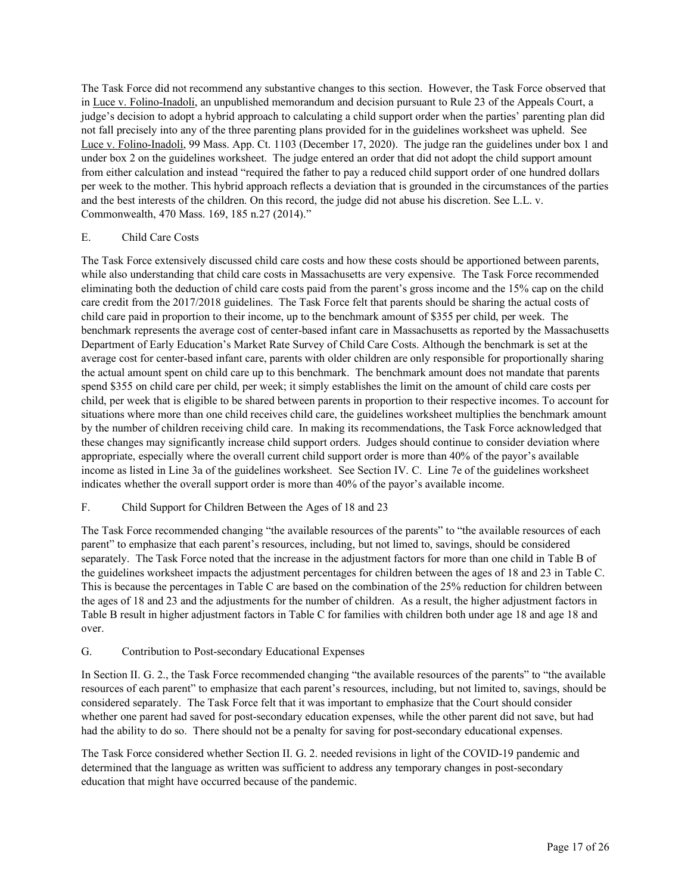The Task Force did not recommend any substantive changes to this section. However, the Task Force observed that in Luce v. Folino-Inadoli, an unpublished memorandum and decision pursuant to Rule 23 of the Appeals Court, a judge's decision to adopt a hybrid approach to calculating a child support order when the parties' parenting plan did not fall precisely into any of the three parenting plans provided for in the guidelines worksheet was upheld. See Luce v. Folino-Inadoli, 99 Mass. App. Ct. 1103 (December 17, 2020). The judge ran the guidelines under box 1 and under box 2 on the guidelines worksheet. The judge entered an order that did not adopt the child support amount from either calculation and instead "required the father to pay a reduced child support order of one hundred dollars per week to the mother. This hybrid approach reflects a deviation that is grounded in the circumstances of the parties and the best interests of the children. On this record, the judge did not abuse his discretion. See L.L. v. Commonwealth, 470 Mass. 169, 185 n.27 (2014)."

## E. Child Care Costs

The Task Force extensively discussed child care costs and how these costs should be apportioned between parents, while also understanding that child care costs in Massachusetts are very expensive. The Task Force recommended eliminating both the deduction of child care costs paid from the parent's gross income and the 15% cap on the child care credit from the 2017/2018 guidelines. The Task Force felt that parents should be sharing the actual costs of child care paid in proportion to their income, up to the benchmark amount of $355 per child, per week. The benchmark represents the average cost of center-based infant care in Massachusetts as reported by the Massachusetts Department of Early Education's Market Rate Survey of Child Care Costs. Although the benchmark is set at the average cost for center-based infant care, parents with older children are only responsible for proportionally sharing the actual amount spent on child care up to this benchmark. The benchmark amount does not mandate that parents spend $355 on child care per child, per week; it simply establishes the limit on the amount of child care costs per child, per week that is eligible to be shared between parents in proportion to their respective incomes. To account for situations where more than one child receives child care, the guidelines worksheet multiplies the benchmark amount by the number of children receiving child care. In making its recommendations, the Task Force acknowledged that these changes may significantly increase child support orders. Judges should continue to consider deviation where appropriate, especially where the overall current child support order is more than 40% of the payor's available income as listed in Line 3a of the guidelines worksheet. See Section IV. C. Line 7e of the guidelines worksheet indicates whether the overall support order is more than 40% of the payor's available income.

## F. Child Support for Children Between the Ages of 18 and 23

The Task Force recommended changing "the available resources of the parents" to "the available resources of each parent" to emphasize that each parent's resources, including, but not limed to, savings, should be considered separately. The Task Force noted that the increase in the adjustment factors for more than one child in Table B of the guidelines worksheet impacts the adjustment percentages for children between the ages of 18 and 23 in Table C. This is because the percentages in Table C are based on the combination of the 25% reduction for children between the ages of 18 and 23 and the adjustments for the number of children. As a result, the higher adjustment factors in Table B result in higher adjustment factors in Table C for families with children both under age 18 and age 18 and over.

## G. Contribution to Post-secondary Educational Expenses

In Section II. G. 2., the Task Force recommended changing "the available resources of the parents" to "the available resources of each parent" to emphasize that each parent's resources, including, but not limited to, savings, should be considered separately. The Task Force felt that it was important to emphasize that the Court should consider whether one parent had saved for post-secondary education expenses, while the other parent did not save, but had had the ability to do so. There should not be a penalty for saving for post-secondary educational expenses.

The Task Force considered whether Section II. G. 2. needed revisions in light of the COVID-19 pandemic and determined that the language as written was sufficient to address any temporary changes in post-secondary education that might have occurred because of the pandemic.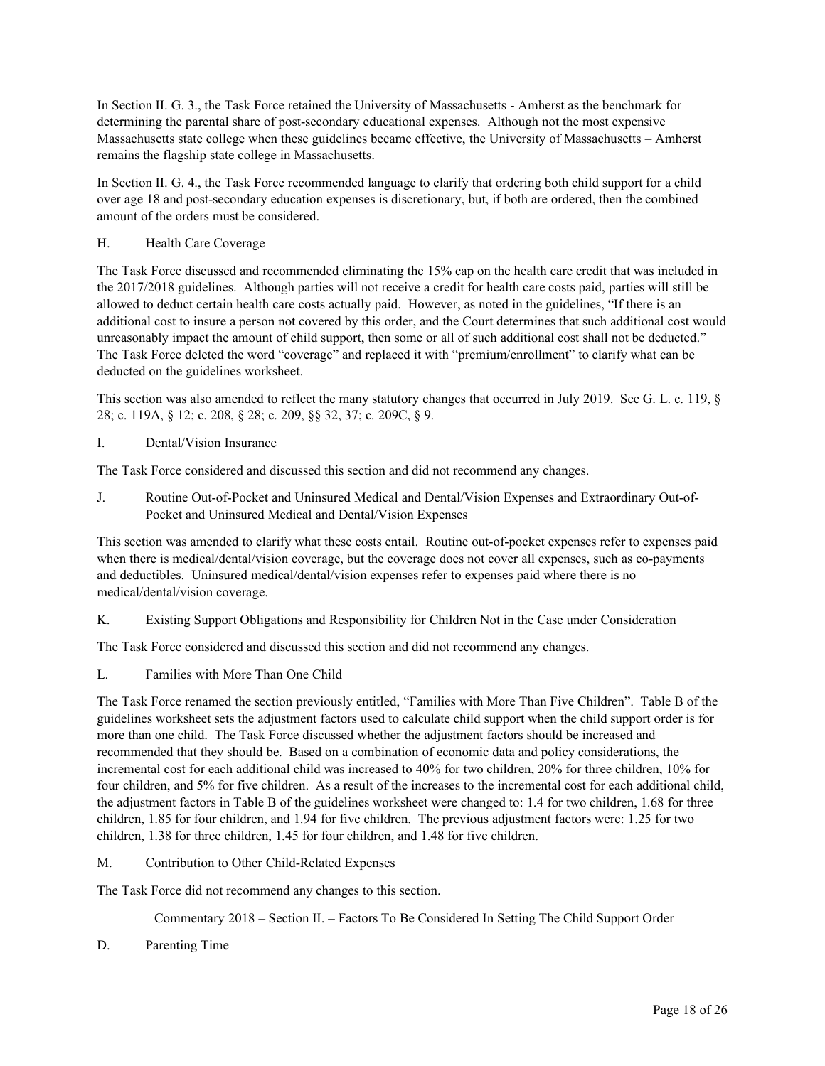In Section II. G. 3., the Task Force retained the University of Massachusetts - Amherst as the benchmark for determining the parental share of post-secondary educational expenses. Although not the most expensive Massachusetts state college when these guidelines became effective, the University of Massachusetts – Amherst remains the flagship state college in Massachusetts.

In Section II. G. 4., the Task Force recommended language to clarify that ordering both child support for a child over age 18 and post-secondary education expenses is discretionary, but, if both are ordered, then the combined amount of the orders must be considered.

H. Health Care Coverage

The Task Force discussed and recommended eliminating the 15% cap on the health care credit that was included in the 2017/2018 guidelines. Although parties will not receive a credit for health care costs paid, parties will still be allowed to deduct certain health care costs actually paid. However, as noted in the guidelines, "If there is an additional cost to insure a person not covered by this order, and the Court determines that such additional cost would unreasonably impact the amount of child support, then some or all of such additional cost shall not be deducted." The Task Force deleted the word "coverage" and replaced it with "premium/enrollment" to clarify what can be deducted on the guidelines worksheet.

This section was also amended to reflect the many statutory changes that occurred in July 2019. See G. L. c. 119, § 28; c. 119A, § 12; c. 208, § 28; c. 209, §§ 32, 37; c. 209C, § 9.

I. Dental/Vision Insurance

The Task Force considered and discussed this section and did not recommend any changes.

J. Routine Out-of-Pocket and Uninsured Medical and Dental/Vision Expenses and Extraordinary Out-of-Pocket and Uninsured Medical and Dental/Vision Expenses

This section was amended to clarify what these costs entail. Routine out-of-pocket expenses refer to expenses paid when there is medical/dental/vision coverage, but the coverage does not cover all expenses, such as co-payments and deductibles. Uninsured medical/dental/vision expenses refer to expenses paid where there is no medical/dental/vision coverage.

K. Existing Support Obligations and Responsibility for Children Not in the Case under Consideration

The Task Force considered and discussed this section and did not recommend any changes.

L. Families with More Than One Child

The Task Force renamed the section previously entitled, "Families with More Than Five Children". Table B of the guidelines worksheet sets the adjustment factors used to calculate child support when the child support order is for more than one child. The Task Force discussed whether the adjustment factors should be increased and recommended that they should be. Based on a combination of economic data and policy considerations, the incremental cost for each additional child was increased to 40% for two children, 20% for three children, 10% for four children, and 5% for five children. As a result of the increases to the incremental cost for each additional child, the adjustment factors in Table B of the guidelines worksheet were changed to: 1.4 for two children, 1.68 for three children, 1.85 for four children, and 1.94 for five children. The previous adjustment factors were: 1.25 for two children, 1.38 for three children, 1.45 for four children, and 1.48 for five children.

M. Contribution to Other Child-Related Expenses

The Task Force did not recommend any changes to this section.

## Commentary 2018 – Section II. – Factors To Be Considered In Setting The Child Support Order

D. Parenting Time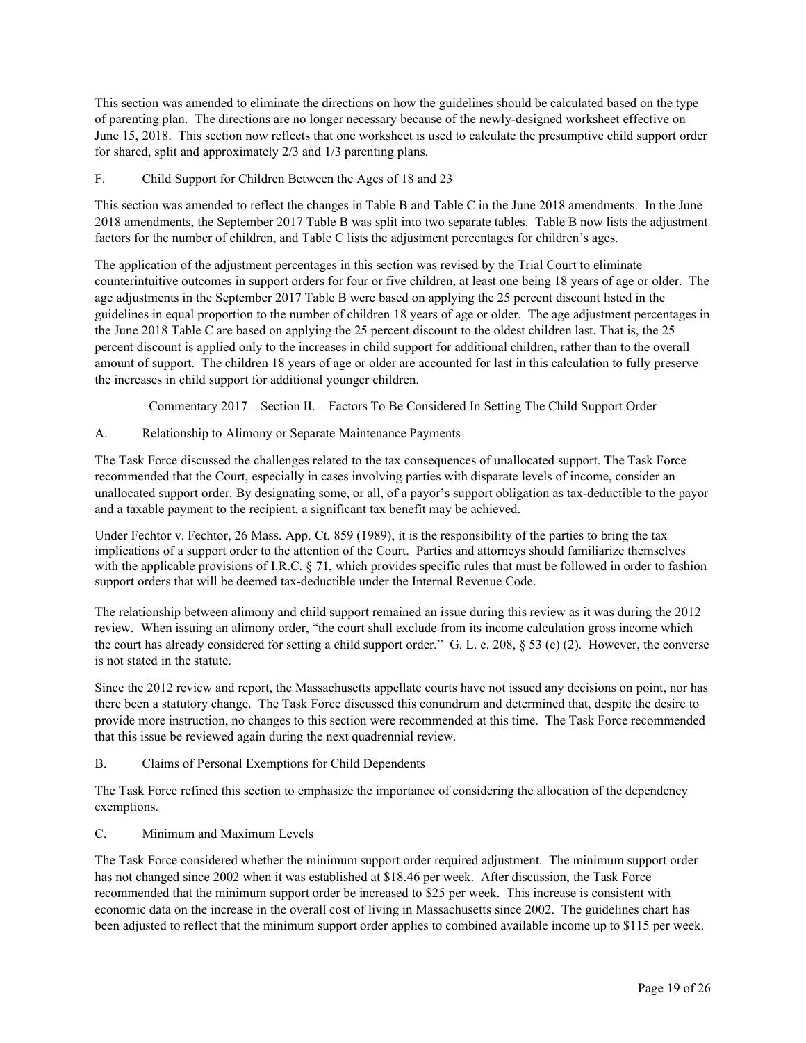This section was amended to eliminate the directions on how the guidelines should be calculated based on the type of parenting plan. The directions are no longer necessary because of the newly-designed worksheet effective on June 15, 2018. This section now reflects that one worksheet is used to calculate the presumptive child support order for shared, split and approximately 2/3 and 1/3 parenting plans.

### F. Child Support for Children Between the Ages of 18 and 23

This section was amended to reflect the changes in Table B and Table C in the June 2018 amendments. In the June 2018 amendments, the September 2017 Table B was split into two separate tables. Table B now lists the adjustment factors for the number of children, and Table C lists the adjustment percentages for children's ages.

The application of the adjustment percentages in this section was revised by the Trial Court to eliminate counterintuitive outcomes in support orders for four or five children, at least one being 18 years of age or older. The age adjustments in the September 2017 Table B were based on applying the 25 percent discount listed in the guidelines in equal proportion to the number of children 18 years of age or older. The age adjustment percentages in the June 2018 Table C are based on applying the 25 percent discount to the oldest children last. That is, the 25 percent discount is applied only to the increases in child support for additional children, rather than to the overall amount of support. The children 18 years of age or older are accounted for last in this calculation to fully preserve the increases in child support for additional younger children.

## Commentary 2017 – Section II. – Factors To Be Considered In Setting The Child Support Order

### A. Relationship to Alimony or Separate Maintenance Payments

The Task Force discussed the challenges related to the tax consequences of unallocated support. The Task Force recommended that the Court, especially in cases involving parties with disparate levels of income, consider an unallocated support order. By designating some, or all, of a payor's support obligation as tax-deductible to the payor and a taxable payment to the recipient, a significant tax benefit may be achieved.

Under Fechtor v. Fechtor, 26 Mass. App. Ct. 859 (1989), it is the responsibility of the parties to bring the tax implications of a support order to the attention of the Court. Parties and attorneys should familiarize themselves with the applicable provisions of I.R.C. § 71, which provides specific rules that must be followed in order to fashion support orders that will be deemed tax-deductible under the Internal Revenue Code.

The relationship between alimony and child support remained an issue during this review as it was during the 2012 review. When issuing an alimony order, "the court shall exclude from its income calculation gross income which the court has already considered for setting a child support order." G. L. c. 208, § 53 (c) (2). However, the converse is not stated in the statute.

Since the 2012 review and report, the Massachusetts appellate courts have not issued any decisions on point, nor has there been a statutory change. The Task Force discussed this conundrum and determined that, despite the desire to provide more instruction, no changes to this section were recommended at this time. The Task Force recommended that this issue be reviewed again during the next quadrennial review.

### B. Claims of Personal Exemptions for Child Dependents

The Task Force refined this section to emphasize the importance of considering the allocation of the dependency exemptions.

### C. Minimum and Maximum Levels

The Task Force considered whether the minimum support order required adjustment. The minimum support order has not changed since 2002 when it was established at $18.46 per week. After discussion, the Task Force recommended that the minimum support order be increased to $25 per week. This increase is consistent with economic data on the increase in the overall cost of living in Massachusetts since 2002. The guidelines chart has been adjusted to reflect that the minimum support order applies to combined available income up to $115 per week.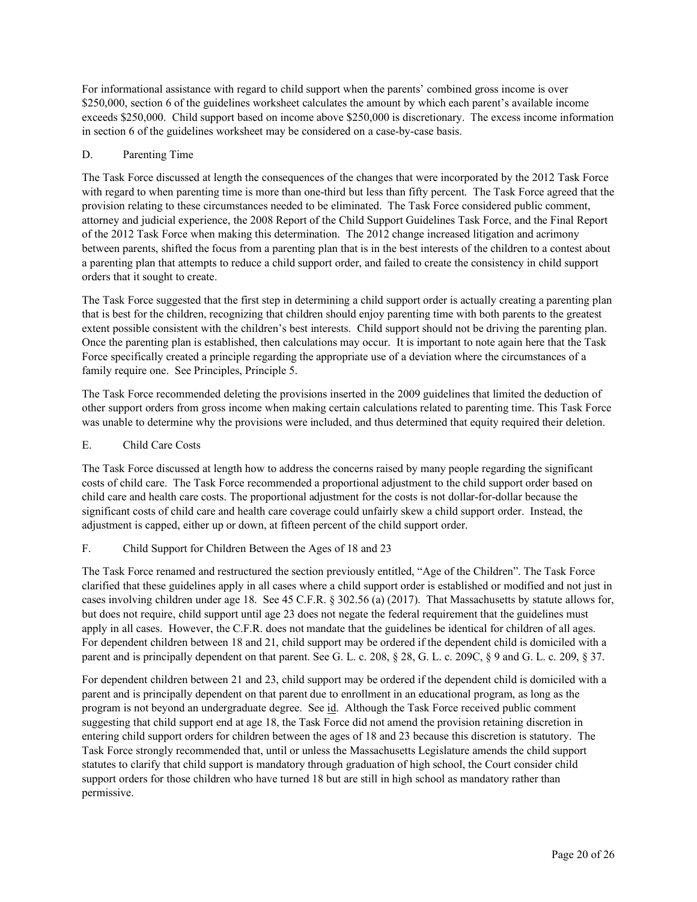For informational assistance with regard to child support when the parents' combined gross income is over $250,000, section 6 of the guidelines worksheet calculates the amount by which each parent's available income exceeds $250,000. Child support based on income above $250,000 is discretionary. The excess income information in section 6 of the guidelines worksheet may be considered on a case-by-case basis.

### D. Parenting Time

The Task Force discussed at length the consequences of the changes that were incorporated by the 2012 Task Force with regard to when parenting time is more than one-third but less than fifty percent. The Task Force agreed that the provision relating to these circumstances needed to be eliminated. The Task Force considered public comment, attorney and judicial experience, the 2008 Report of the Child Support Guidelines Task Force, and the Final Report of the 2012 Task Force when making this determination. The 2012 change increased litigation and acrimony between parents, shifted the focus from a parenting plan that is in the best interests of the children to a contest about a parenting plan that attempts to reduce a child support order, and failed to create the consistency in child support orders that it sought to create.

The Task Force suggested that the first step in determining a child support order is actually creating a parenting plan that is best for the children, recognizing that children should enjoy parenting time with both parents to the greatest extent possible consistent with the children's best interests. Child support should not be driving the parenting plan. Once the parenting plan is established, then calculations may occur. It is important to note again here that the Task Force specifically created a principle regarding the appropriate use of a deviation where the circumstances of a family require one. See Principles, Principle 5.

The Task Force recommended deleting the provisions inserted in the 2009 guidelines that limited the deduction of other support orders from gross income when making certain calculations related to parenting time. This Task Force was unable to determine why the provisions were included, and thus determined that equity required their deletion.

### E. Child Care Costs

The Task Force discussed at length how to address the concerns raised by many people regarding the significant costs of child care. The Task Force recommended a proportional adjustment to the child support order based on child care and health care costs. The proportional adjustment for the costs is not dollar-for-dollar because the significant costs of child care and health care coverage could unfairly skew a child support order. Instead, the adjustment is capped, either up or down, at fifteen percent of the child support order.

### F. Child Support for Children Between the Ages of 18 and 23

The Task Force renamed and restructured the section previously entitled, "Age of the Children". The Task Force clarified that these guidelines apply in all cases where a child support order is established or modified and not just in cases involving children under age 18. See 45 C.F.R. § 302.56 (a) (2017). That Massachusetts by statute allows for, but does not require, child support until age 23 does not negate the federal requirement that the guidelines must apply in all cases. However, the C.F.R. does not mandate that the guidelines be identical for children of all ages. For dependent children between 18 and 21, child support may be ordered if the dependent child is domiciled with a parent and is principally dependent on that parent. See G. L. c. 208, § 28, G. L. c. 209C, § 9 and G. L. c. 209, § 37.

For dependent children between 21 and 23, child support may be ordered if the dependent child is domiciled with a parent and is principally dependent on that parent due to enrollment in an educational program, as long as the program is not beyond an undergraduate degree. See id. Although the Task Force received public comment suggesting that child support end at age 18, the Task Force did not amend the provision retaining discretion in entering child support orders for children between the ages of 18 and 23 because this discretion is statutory. The Task Force strongly recommended that, until or unless the Massachusetts Legislature amends the child support statutes to clarify that child support is mandatory through graduation of high school, the Court consider child support orders for those children who have turned 18 but are still in high school as mandatory rather than permissive.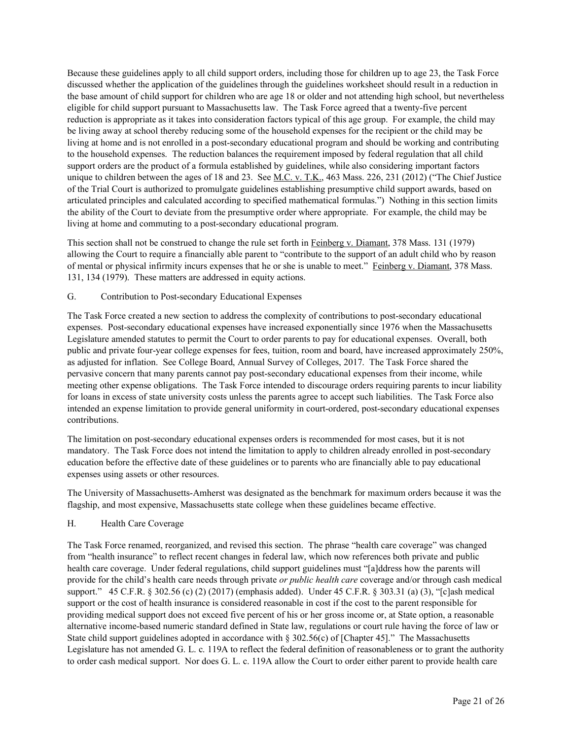Because these guidelines apply to all child support orders, including those for children up to age 23, the Task Force discussed whether the application of the guidelines through the guidelines worksheet should result in a reduction in the base amount of child support for children who are age 18 or older and not attending high school, but nevertheless eligible for child support pursuant to Massachusetts law. The Task Force agreed that a twenty-five percent reduction is appropriate as it takes into consideration factors typical of this age group. For example, the child may be living away at school thereby reducing some of the household expenses for the recipient or the child may be living at home and is not enrolled in a post-secondary educational program and should be working and contributing to the household expenses. The reduction balances the requirement imposed by federal regulation that all child support orders are the product of a formula established by guidelines, while also considering important factors unique to children between the ages of 18 and 23. See M.C. v. T.K., 463 Mass. 226, 231 (2012) ("The Chief Justice of the Trial Court is authorized to promulgate guidelines establishing presumptive child support awards, based on articulated principles and calculated according to specified mathematical formulas.") Nothing in this section limits the ability of the Court to deviate from the presumptive order where appropriate. For example, the child may be living at home and commuting to a post-secondary educational program.

This section shall not be construed to change the rule set forth in Feinberg v. Diamant, 378 Mass. 131 (1979) allowing the Court to require a financially able parent to "contribute to the support of an adult child who by reason of mental or physical infirmity incurs expenses that he or she is unable to meet." Feinberg v. Diamant, 378 Mass. 131, 134 (1979). These matters are addressed in equity actions.

## G. Contribution to Post-secondary Educational Expenses

The Task Force created a new section to address the complexity of contributions to post-secondary educational expenses. Post-secondary educational expenses have increased exponentially since 1976 when the Massachusetts Legislature amended statutes to permit the Court to order parents to pay for educational expenses. Overall, both public and private four-year college expenses for fees, tuition, room and board, have increased approximately 250%, as adjusted for inflation. See College Board, Annual Survey of Colleges, 2017. The Task Force shared the pervasive concern that many parents cannot pay post-secondary educational expenses from their income, while meeting other expense obligations. The Task Force intended to discourage orders requiring parents to incur liability for loans in excess of state university costs unless the parents agree to accept such liabilities. The Task Force also intended an expense limitation to provide general uniformity in court-ordered, post-secondary educational expenses contributions.

The limitation on post-secondary educational expenses orders is recommended for most cases, but it is not mandatory. The Task Force does not intend the limitation to apply to children already enrolled in post-secondary education before the effective date of these guidelines or to parents who are financially able to pay educational expenses using assets or other resources.

The University of Massachusetts-Amherst was designated as the benchmark for maximum orders because it was the flagship, and most expensive, Massachusetts state college when these guidelines became effective.

## H. Health Care Coverage

The Task Force renamed, reorganized, and revised this section. The phrase "health care coverage" was changed from "health insurance" to reflect recent changes in federal law, which now references both private and public health care coverage. Under federal regulations, child support guidelines must "[a]ddress how the parents will provide for the child's health care needs through private *or public health care* coverage and/or through cash medical support." 45 C.F.R. § 302.56 (c) (2) (2017) (emphasis added). Under 45 C.F.R. § 303.31 (a) (3), "[c]ash medical support or the cost of health insurance is considered reasonable in cost if the cost to the parent responsible for providing medical support does not exceed five percent of his or her gross income or, at State option, a reasonable alternative income-based numeric standard defined in State law, regulations or court rule having the force of law or State child support guidelines adopted in accordance with § 302.56(c) of [Chapter 45]." The Massachusetts Legislature has not amended G. L. c. 119A to reflect the federal definition of reasonableness or to grant the authority to order cash medical support. Nor does G. L. c. 119A allow the Court to order either parent to provide health care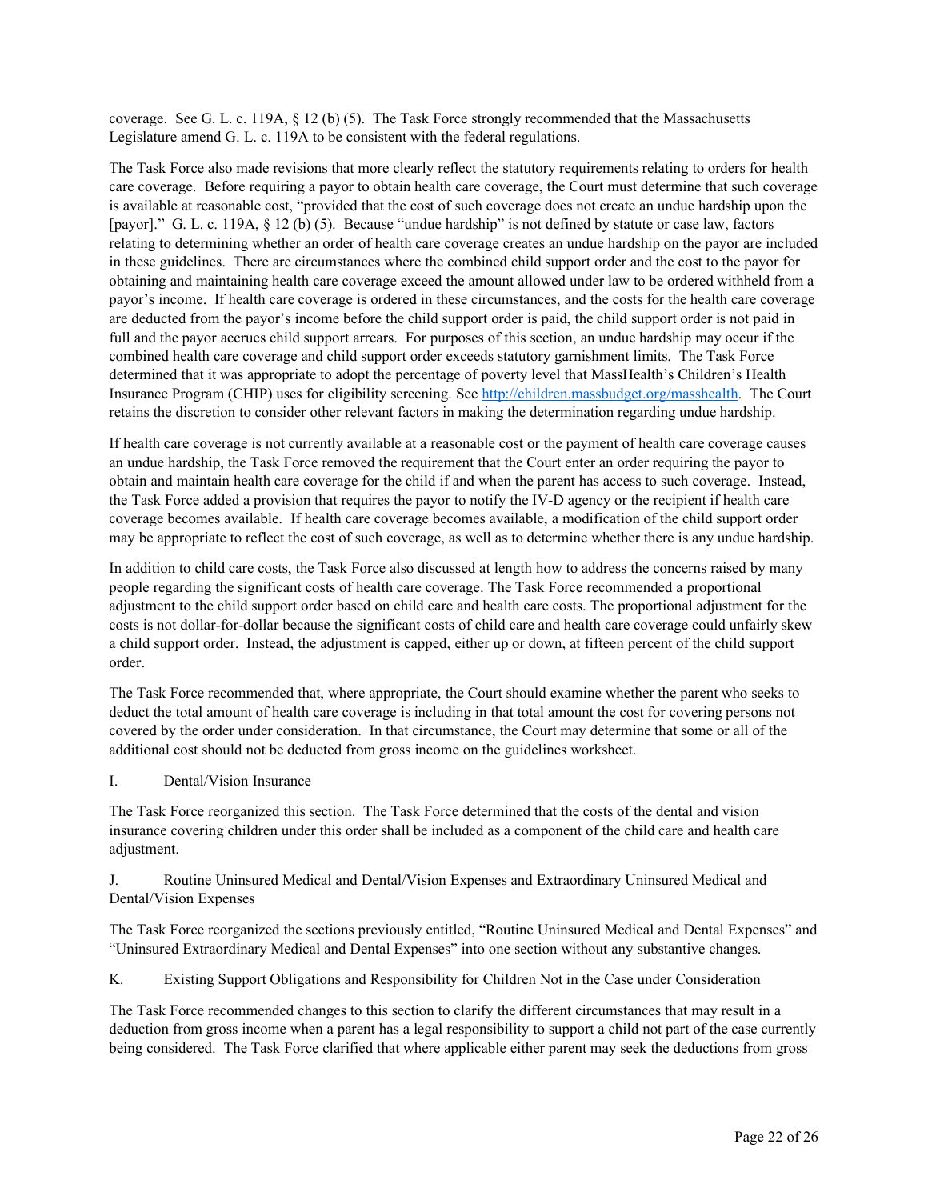coverage. See G. L. c. 119A, § 12 (b) (5). The Task Force strongly recommended that the Massachusetts Legislature amend G. L. c. 119A to be consistent with the federal regulations.

The Task Force also made revisions that more clearly reflect the statutory requirements relating to orders for health care coverage. Before requiring a payor to obtain health care coverage, the Court must determine that such coverage is available at reasonable cost, "provided that the cost of such coverage does not create an undue hardship upon the [payor]." G. L. c. 119A, § 12 (b) (5). Because "undue hardship" is not defined by statute or case law, factors relating to determining whether an order of health care coverage creates an undue hardship on the payor are included in these guidelines. There are circumstances where the combined child support order and the cost to the payor for obtaining and maintaining health care coverage exceed the amount allowed under law to be ordered withheld from a payor's income. If health care coverage is ordered in these circumstances, and the costs for the health care coverage are deducted from the payor's income before the child support order is paid, the child support order is not paid in full and the payor accrues child support arrears. For purposes of this section, an undue hardship may occur if the combined health care coverage and child support order exceeds statutory garnishment limits. The Task Force determined that it was appropriate to adopt the percentage of poverty level that MassHealth's Children's Health Insurance Program (CHIP) uses for eligibility screening. See http://children.massbudget.org/masshealth. The Court retains the discretion to consider other relevant factors in making the determination regarding undue hardship.

If health care coverage is not currently available at a reasonable cost or the payment of health care coverage causes an undue hardship, the Task Force removed the requirement that the Court enter an order requiring the payor to obtain and maintain health care coverage for the child if and when the parent has access to such coverage. Instead, the Task Force added a provision that requires the payor to notify the IV-D agency or the recipient if health care coverage becomes available. If health care coverage becomes available, a modification of the child support order may be appropriate to reflect the cost of such coverage, as well as to determine whether there is any undue hardship.

In addition to child care costs, the Task Force also discussed at length how to address the concerns raised by many people regarding the significant costs of health care coverage. The Task Force recommended a proportional adjustment to the child support order based on child care and health care costs. The proportional adjustment for the costs is not dollar-for-dollar because the significant costs of child care and health care coverage could unfairly skew a child support order. Instead, the adjustment is capped, either up or down, at fifteen percent of the child support order.

The Task Force recommended that, where appropriate, the Court should examine whether the parent who seeks to deduct the total amount of health care coverage is including in that total amount the cost for covering persons not covered by the order under consideration. In that circumstance, the Court may determine that some or all of the additional cost should not be deducted from gross income on the guidelines worksheet.

I. Dental/Vision Insurance

The Task Force reorganized this section. The Task Force determined that the costs of the dental and vision insurance covering children under this order shall be included as a component of the child care and health care adjustment.

J. Routine Uninsured Medical and Dental/Vision Expenses and Extraordinary Uninsured Medical and Dental/Vision Expenses

The Task Force reorganized the sections previously entitled, "Routine Uninsured Medical and Dental Expenses" and "Uninsured Extraordinary Medical and Dental Expenses" into one section without any substantive changes.

K. Existing Support Obligations and Responsibility for Children Not in the Case under Consideration

The Task Force recommended changes to this section to clarify the different circumstances that may result in a deduction from gross income when a parent has a legal responsibility to support a child not part of the case currently being considered. The Task Force clarified that where applicable either parent may seek the deductions from gross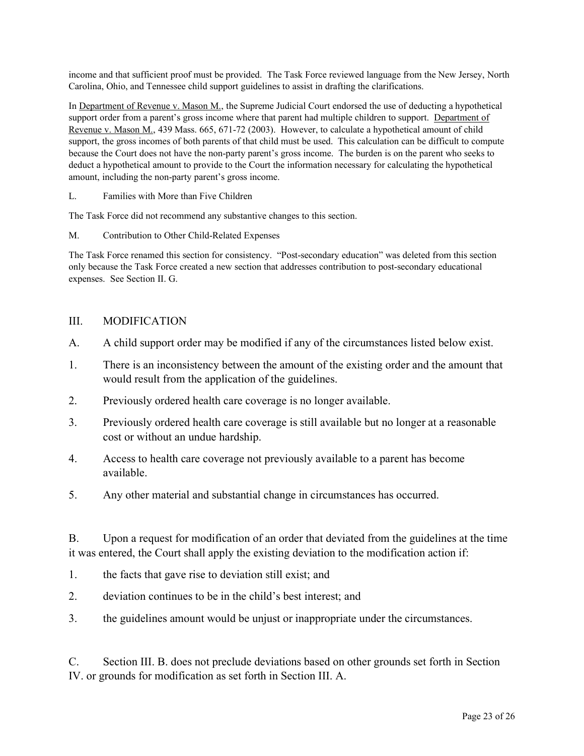income and that sufficient proof must be provided. The Task Force reviewed language from the New Jersey, North Carolina, Ohio, and Tennessee child support guidelines to assist in drafting the clarifications.

In Department of Revenue v. Mason M., the Supreme Judicial Court endorsed the use of deducting a hypothetical support order from a parent's gross income where that parent had multiple children to support. Department of Revenue v. Mason M., 439 Mass. 665, 671-72 (2003). However, to calculate a hypothetical amount of child support, the gross incomes of both parents of that child must be used. This calculation can be difficult to compute because the Court does not have the non-party parent's gross income. The burden is on the parent who seeks to deduct a hypothetical amount to provide to the Court the information necessary for calculating the hypothetical amount, including the non-party parent's gross income.

L. Families with More than Five Children

The Task Force did not recommend any substantive changes to this section.

M. Contribution to Other Child-Related Expenses

The Task Force renamed this section for consistency. "Post-secondary education" was deleted from this section only because the Task Force created a new section that addresses contribution to post-secondary educational expenses. See Section II. G.

## III. MODIFICATION

A. A child support order may be modified if any of the circumstances listed below exist.

1. There is an inconsistency between the amount of the existing order and the amount that would result from the application of the guidelines.
2. Previously ordered health care coverage is no longer available.
3. Previously ordered health care coverage is still available but no longer at a reasonable cost or without an undue hardship.
4. Access to health care coverage not previously available to a parent has become available.
5. Any other material and substantial change in circumstances has occurred.

B. Upon a request for modification of an order that deviated from the guidelines at the time it was entered, the Court shall apply the existing deviation to the modification action if:

1. the facts that gave rise to deviation still exist; and
2. deviation continues to be in the child's best interest; and
3. the guidelines amount would be unjust or inappropriate under the circumstances.

C. Section III. B. does not preclude deviations based on other grounds set forth in Section IV. or grounds for modification as set forth in Section III. A.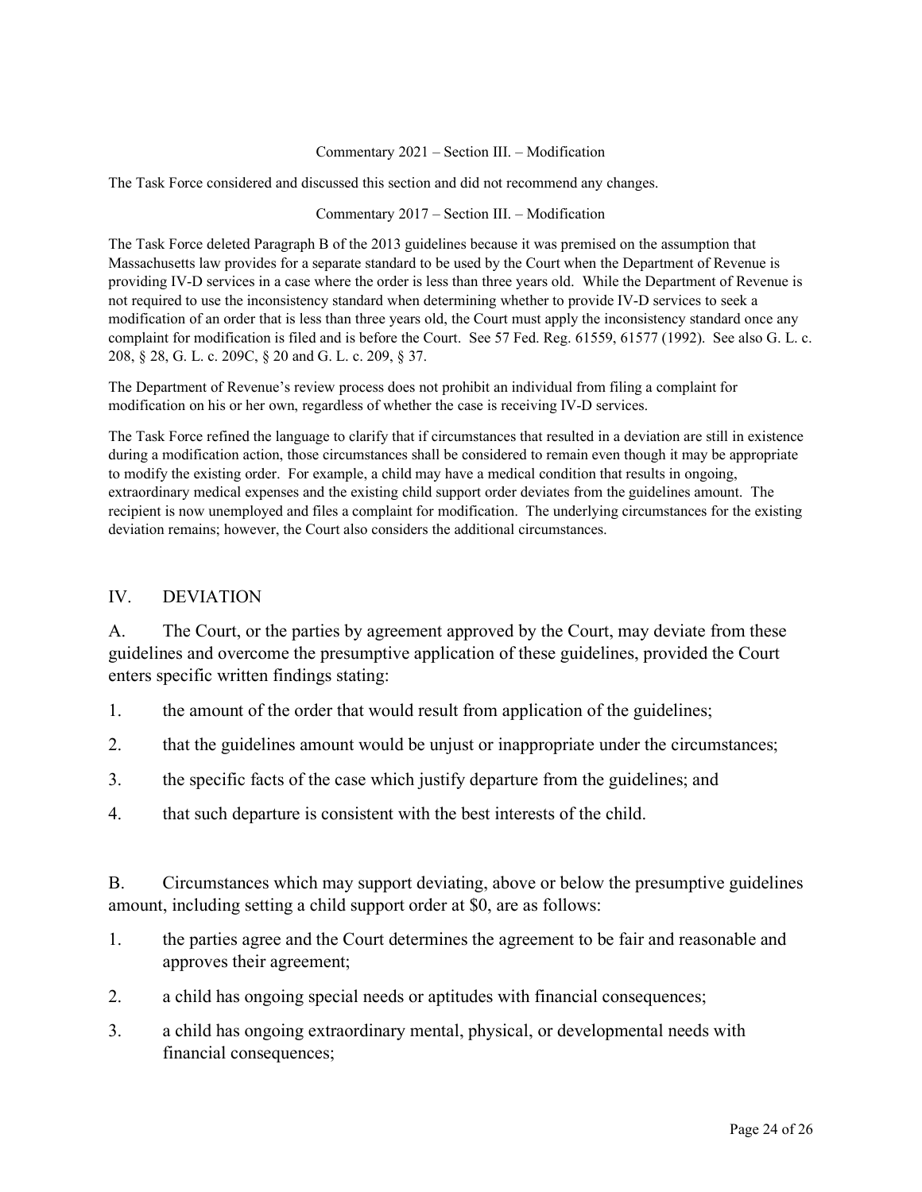Commentary 2021 – Section III. – Modification

The Task Force considered and discussed this section and did not recommend any changes.

Commentary 2017 – Section III. – Modification

The Task Force deleted Paragraph B of the 2013 guidelines because it was premised on the assumption that Massachusetts law provides for a separate standard to be used by the Court when the Department of Revenue is providing IV-D services in a case where the order is less than three years old. While the Department of Revenue is not required to use the inconsistency standard when determining whether to provide IV-D services to seek a modification of an order that is less than three years old, the Court must apply the inconsistency standard once any complaint for modification is filed and is before the Court. See 57 Fed. Reg. 61559, 61577 (1992). See also G. L. c. 208, § 28, G. L. c. 209C, § 20 and G. L. c. 209, § 37.

The Department of Revenue's review process does not prohibit an individual from filing a complaint for modification on his or her own, regardless of whether the case is receiving IV-D services.

The Task Force refined the language to clarify that if circumstances that resulted in a deviation are still in existence during a modification action, those circumstances shall be considered to remain even though it may be appropriate to modify the existing order. For example, a child may have a medical condition that results in ongoing, extraordinary medical expenses and the existing child support order deviates from the guidelines amount. The recipient is now unemployed and files a complaint for modification. The underlying circumstances for the existing deviation remains; however, the Court also considers the additional circumstances.

## IV. DEVIATION

A. The Court, or the parties by agreement approved by the Court, may deviate from these guidelines and overcome the presumptive application of these guidelines, provided the Court enters specific written findings stating:

1. the amount of the order that would result from application of the guidelines;
2. that the guidelines amount would be unjust or inappropriate under the circumstances;
3. the specific facts of the case which justify departure from the guidelines; and
4. that such departure is consistent with the best interests of the child.

B. Circumstances which may support deviating, above or below the presumptive guidelines amount, including setting a child support order at $0, are as follows:

1. the parties agree and the Court determines the agreement to be fair and reasonable and approves their agreement;
2. a child has ongoing special needs or aptitudes with financial consequences;
3. a child has ongoing extraordinary mental, physical, or developmental needs with financial consequences;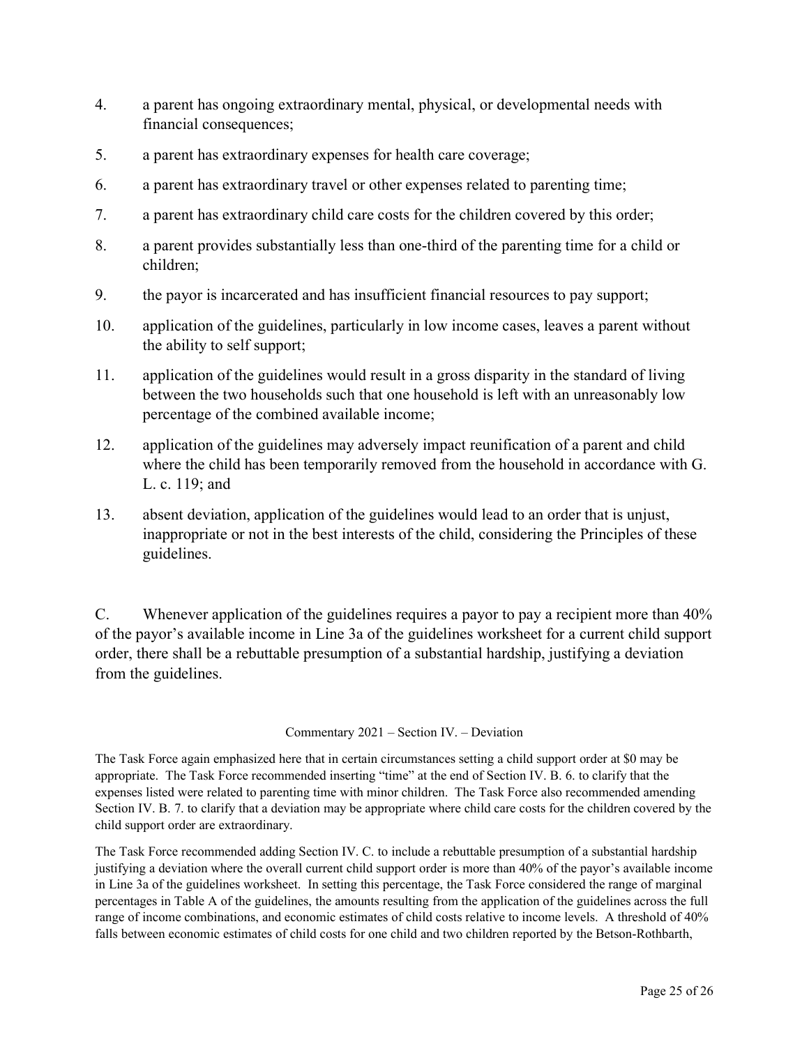4. a parent has ongoing extraordinary mental, physical, or developmental needs with financial consequences;

5. a parent has extraordinary expenses for health care coverage;

6. a parent has extraordinary travel or other expenses related to parenting time;

7. a parent has extraordinary child care costs for the children covered by this order;

8. a parent provides substantially less than one-third of the parenting time for a child or children;

9. the payor is incarcerated and has insufficient financial resources to pay support;

10. application of the guidelines, particularly in low income cases, leaves a parent without the ability to self support;

11. application of the guidelines would result in a gross disparity in the standard of living between the two households such that one household is left with an unreasonably low percentage of the combined available income;

12. application of the guidelines may adversely impact reunification of a parent and child where the child has been temporarily removed from the household in accordance with G. L. c. 119; and

13. absent deviation, application of the guidelines would lead to an order that is unjust, inappropriate or not in the best interests of the child, considering the Principles of these guidelines.

C. Whenever application of the guidelines requires a payor to pay a recipient more than 40% of the payor's available income in Line 3a of the guidelines worksheet for a current child support order, there shall be a rebuttable presumption of a substantial hardship, justifying a deviation from the guidelines.

Commentary 2021 – Section IV. – Deviation

The Task Force again emphasized here that in certain circumstances setting a child support order at $0 may be appropriate. The Task Force recommended inserting "time" at the end of Section IV. B. 6. to clarify that the expenses listed were related to parenting time with minor children. The Task Force also recommended amending Section IV. B. 7. to clarify that a deviation may be appropriate where child care costs for the children covered by the child support order are extraordinary.

The Task Force recommended adding Section IV. C. to include a rebuttable presumption of a substantial hardship justifying a deviation where the overall current child support order is more than 40% of the payor's available income in Line 3a of the guidelines worksheet. In setting this percentage, the Task Force considered the range of marginal percentages in Table A of the guidelines, the amounts resulting from the application of the guidelines across the full range of income combinations, and economic estimates of child costs relative to income levels. A threshold of 40% falls between economic estimates of child costs for one child and two children reported by the Betson-Rothbarth,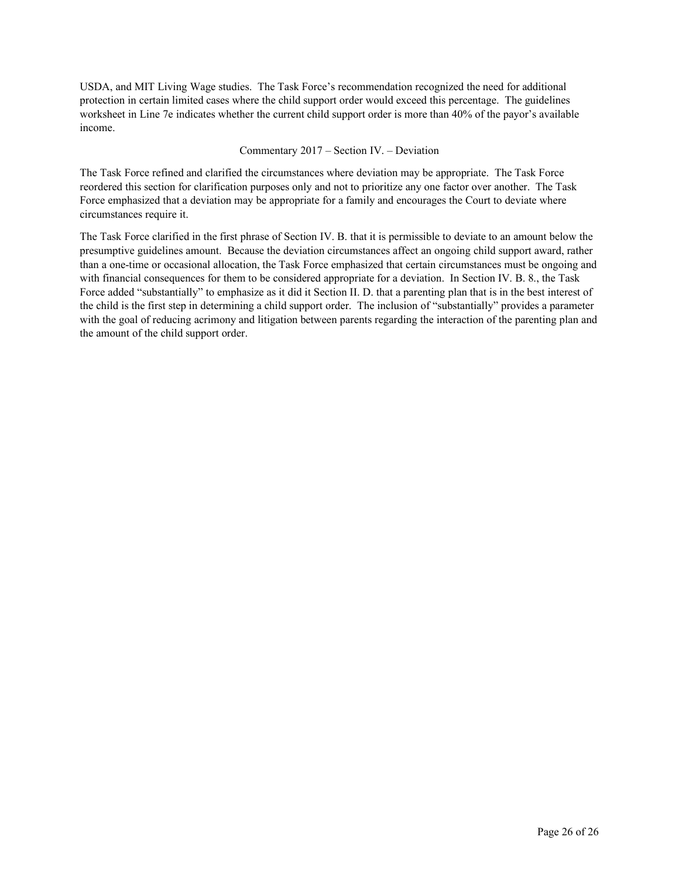USDA, and MIT Living Wage studies. The Task Force's recommendation recognized the need for additional protection in certain limited cases where the child support order would exceed this percentage. The guidelines worksheet in Line 7e indicates whether the current child support order is more than 40% of the payor's available income.

### Commentary 2017 – Section IV. – Deviation

The Task Force refined and clarified the circumstances where deviation may be appropriate. The Task Force reordered this section for clarification purposes only and not to prioritize any one factor over another. The Task Force emphasized that a deviation may be appropriate for a family and encourages the Court to deviate where circumstances require it.

The Task Force clarified in the first phrase of Section IV. B. that it is permissible to deviate to an amount below the presumptive guidelines amount. Because the deviation circumstances affect an ongoing child support award, rather than a one-time or occasional allocation, the Task Force emphasized that certain circumstances must be ongoing and with financial consequences for them to be considered appropriate for a deviation. In Section IV. B. 8., the Task Force added "substantially" to emphasize as it did it Section II. D. that a parenting plan that is in the best interest of the child is the first step in determining a child support order. The inclusion of "substantially" provides a parameter with the goal of reducing acrimony and litigation between parents regarding the interaction of the parenting plan and the amount of the child support order.